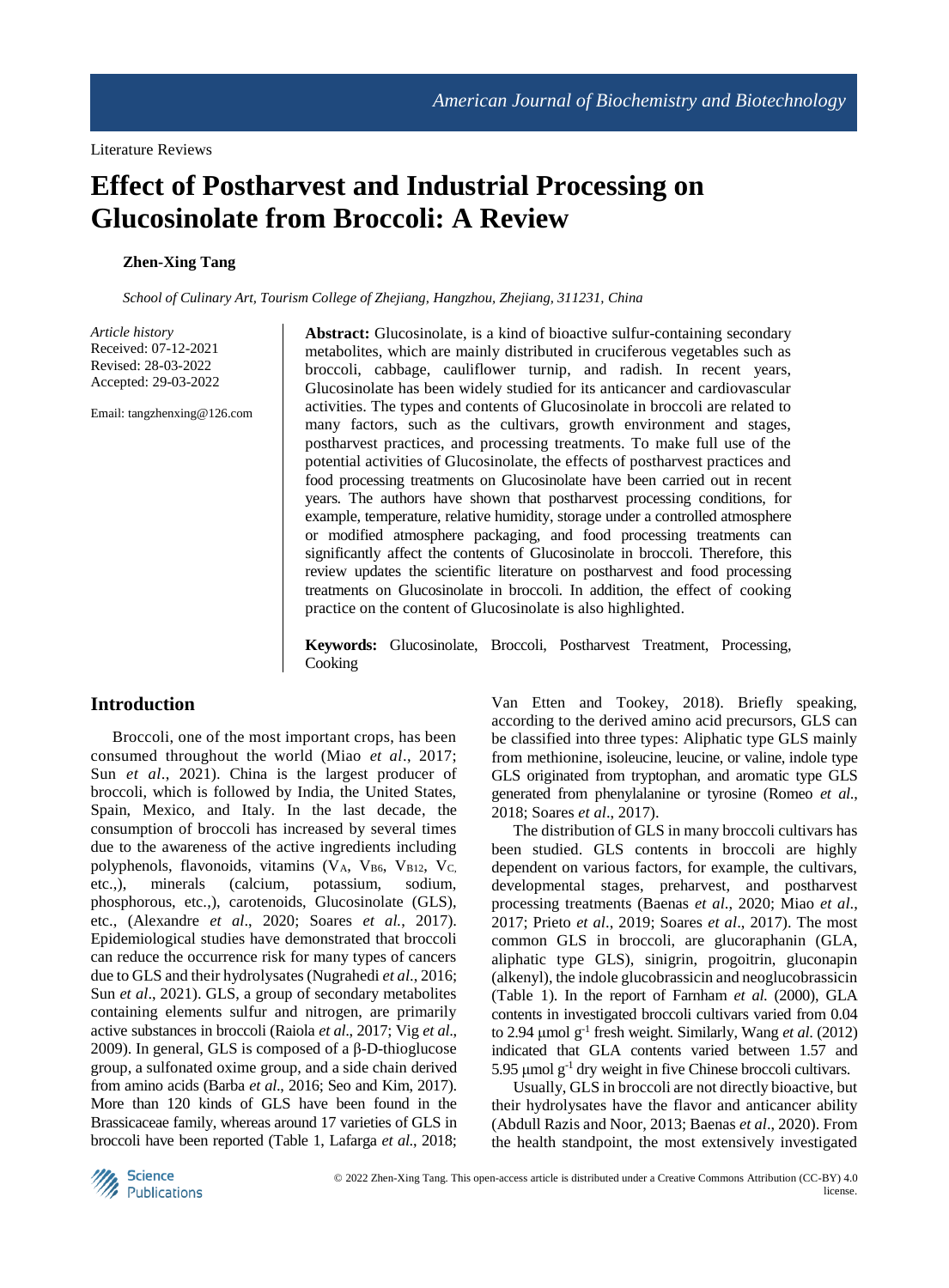Literature Reviews

# Effect of Postharvest and Industrial Processing on Glucosinolate from Broccoli: A Review

**Zhen-Xing Tang**

*School of Culinary Art, Tourism College of Zhejiang, Hangzhou, Zhejiang, 311231, China*

*Article history*
Received: 07-12-2021
Revised: 28-03-2022
Accepted: 29-03-2022

Email: tangzhenxing@126.com

**Abstract:** Glucosinolate, is a kind of bioactive sulfur-containing secondary metabolites, which are mainly distributed in cruciferous vegetables such as broccoli, cabbage, cauliflower turnip, and radish. In recent years, Glucosinolate has been widely studied for its anticancer and cardiovascular activities. The types and contents of Glucosinolate in broccoli are related to many factors, such as the cultivars, growth environment and stages, postharvest practices, and processing treatments. To make full use of the potential activities of Glucosinolate, the effects of postharvest practices and food processing treatments on Glucosinolate have been carried out in recent years. The authors have shown that postharvest processing conditions, for example, temperature, relative humidity, storage under a controlled atmosphere or modified atmosphere packaging, and food processing treatments can significantly affect the contents of Glucosinolate in broccoli. Therefore, this review updates the scientific literature on postharvest and food processing treatments on Glucosinolate in broccoli. In addition, the effect of cooking practice on the content of Glucosinolate is also highlighted.

**Keywords:** Glucosinolate, Broccoli, Postharvest Treatment, Processing, Cooking

## Introduction

Broccoli, one of the most important crops, has been consumed throughout the world (Miao *et al*., 2017; Sun *et al*., 2021). China is the largest producer of broccoli, which is followed by India, the United States, Spain, Mexico, and Italy. In the last decade, the consumption of broccoli has increased by several times due to the awareness of the active ingredients including polyphenols, flavonoids, vitamins ($V_A$, $V_{B6}$, $V_{B12}$, $V_C$, etc.,), minerals (calcium, potassium, sodium, phosphorous, etc.,), carotenoids, Glucosinolate (GLS), etc., (Alexandre *et al*., 2020; Soares *et al.*, 2017). Epidemiological studies have demonstrated that broccoli can reduce the occurrence risk for many types of cancers due to GLS and their hydrolysates (Nugrahedi *et al*., 2016; Sun *et al*., 2021). GLS, a group of secondary metabolites containing elements sulfur and nitrogen, are primarily active substances in broccoli (Raiola *et al*., 2017; Vig *et al*., 2009). In general, GLS is composed of a β-D-thioglucose group, a sulfonated oxime group, and a side chain derived from amino acids (Barba *et al*., 2016; Seo and Kim, 2017). More than 120 kinds of GLS have been found in the Brassicaceae family, whereas around 17 varieties of GLS in broccoli have been reported (Table 1, Lafarga *et al*., 2018; Van Etten and Tookey, 2018). Briefly speaking, according to the derived amino acid precursors, GLS can be classified into three types: Aliphatic type GLS mainly from methionine, isoleucine, leucine, or valine, indole type GLS originated from tryptophan, and aromatic type GLS generated from phenylalanine or tyrosine (Romeo *et al*., 2018; Soares *et al*., 2017).

The distribution of GLS in many broccoli cultivars has been studied. GLS contents in broccoli are highly dependent on various factors, for example, the cultivars, developmental stages, preharvest, and postharvest processing treatments (Baenas *et al*., 2020; Miao *et al*., 2017; Prieto *et al*., 2019; Soares *et al*., 2017). The most common GLS in broccoli, are glucoraphanin (GLA, aliphatic type GLS), sinigrin, progoitrin, gluconapin (alkenyl), the indole glucobrassicin and neoglucobrassicin (Table 1). In the report of Farnham *et al.* (2000), GLA contents in investigated broccoli cultivars varied from 0.04 to 2.94 μmol $g^{-1}$ fresh weight. Similarly, Wang *et al.* (2012) indicated that GLA contents varied between 1.57 and 5.95 μmol $g^{-1}$ dry weight in five Chinese broccoli cultivars.

Usually, GLS in broccoli are not directly bioactive, but their hydrolysates have the flavor and anticancer ability (Abdull Razis and Noor, 2013; Baenas *et al*., 2020). From the health standpoint, the most extensively investigated

© 2022 Zhen-Xing Tang. This open-access article is distributed under a Creative Commons Attribution (CC-BY) 4.0 license.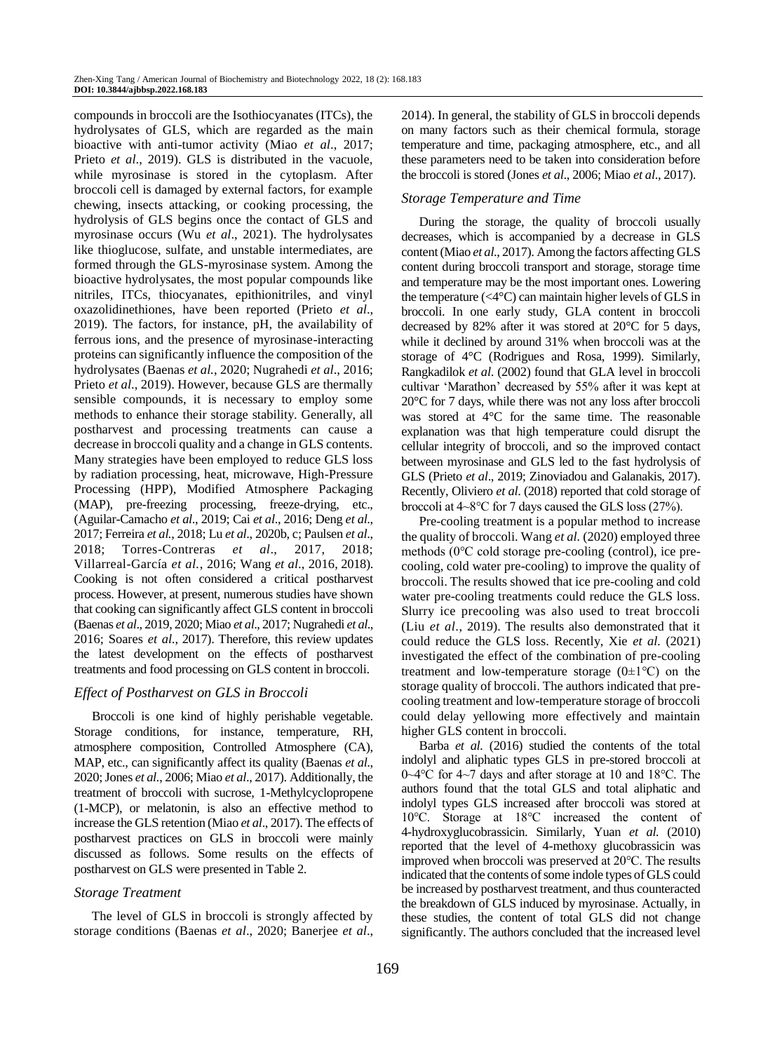compounds in broccoli are the Isothiocyanates (ITCs), the hydrolysates of GLS, which are regarded as the main bioactive with anti-tumor activity (Miao *et al*., 2017; Prieto *et al*., 2019). GLS is distributed in the vacuole, while myrosinase is stored in the cytoplasm. After broccoli cell is damaged by external factors, for example chewing, insects attacking, or cooking processing, the hydrolysis of GLS begins once the contact of GLS and myrosinase occurs (Wu *et al*., 2021). The hydrolysates like thioglucose, sulfate, and unstable intermediates, are formed through the GLS-myrosinase system. Among the bioactive hydrolysates, the most popular compounds like nitriles, ITCs, thiocyanates, epithionitriles, and vinyl oxazolidinethiones, have been reported (Prieto *et al*., 2019). The factors, for instance, pH, the availability of ferrous ions, and the presence of myrosinase-interacting proteins can significantly influence the composition of the hydrolysates (Baenas *et al.*, 2020; Nugrahedi *et al*., 2016; Prieto *et al*., 2019). However, because GLS are thermally sensible compounds, it is necessary to employ some methods to enhance their storage stability. Generally, all postharvest and processing treatments can cause a decrease in broccoli quality and a change in GLS contents. Many strategies have been employed to reduce GLS loss by radiation processing, heat, microwave, High-Pressure Processing (HPP), Modified Atmosphere Packaging (MAP), pre-freezing processing, freeze-drying, etc., (Aguilar-Camacho *et al*., 2019; Cai *et al*., 2016; Deng *et al*., 2017; Ferreira *et al.*, 2018; Lu *et al*., 2020b, c; Paulsen *et al*., 2018; Torres-Contreras *et al*., 2017, 2018; Villarreal-García *et al.*, 2016; Wang *et al*., 2016, 2018). Cooking is not often considered a critical postharvest process. However, at present, numerous studies have shown that cooking can significantly affect GLS content in broccoli (Baenas *et al*., 2019, 2020; Miao *et al*., 2017; Nugrahedi *et al*., 2016; Soares *et al*., 2017). Therefore, this review updates the latest development on the effects of postharvest treatments and food processing on GLS content in broccoli.

## *Effect of Postharvest on GLS in Broccoli*

Broccoli is one kind of highly perishable vegetable. Storage conditions, for instance, temperature, RH, atmosphere composition, Controlled Atmosphere (CA), MAP, etc., can significantly affect its quality (Baenas *et al*., 2020; Jones *et al*., 2006; Miao *et al*., 2017). Additionally, the treatment of broccoli with sucrose, 1-Methylcyclopropene (1-MCP), or melatonin, is also an effective method to increase the GLS retention (Miao *et al*., 2017). The effects of postharvest practices on GLS in broccoli were mainly discussed as follows. Some results on the effects of postharvest on GLS were presented in Table 2.

### *Storage Treatment*

The level of GLS in broccoli is strongly affected by storage conditions (Baenas *et al*., 2020; Banerjee *et al*., 2014). In general, the stability of GLS in broccoli depends on many factors such as their chemical formula, storage temperature and time, packaging atmosphere, etc., and all these parameters need to be taken into consideration before the broccoli is stored (Jones *et al*., 2006; Miao *et al*., 2017).

### *Storage Temperature and Time*

During the storage, the quality of broccoli usually decreases, which is accompanied by a decrease in GLS content (Miao *et al*., 2017). Among the factors affecting GLS content during broccoli transport and storage, storage time and temperature may be the most important ones. Lowering the temperature (<4°C) can maintain higher levels of GLS in broccoli. In one early study, GLA content in broccoli decreased by 82% after it was stored at 20°C for 5 days, while it declined by around 31% when broccoli was at the storage of 4°C (Rodrigues and Rosa, 1999). Similarly, Rangkadilok *et al.* (2002) found that GLA level in broccoli cultivar 'Marathon' decreased by 55% after it was kept at 20°C for 7 days, while there was not any loss after broccoli was stored at 4°C for the same time. The reasonable explanation was that high temperature could disrupt the cellular integrity of broccoli, and so the improved contact between myrosinase and GLS led to the fast hydrolysis of GLS (Prieto *et al*., 2019; Zinoviadou and Galanakis, 2017). Recently, Oliviero *et al.* (2018) reported that cold storage of broccoli at 4~8°C for 7 days caused the GLS loss (27%).

Pre-cooling treatment is a popular method to increase the quality of broccoli. Wang *et al.* (2020) employed three methods (0°C cold storage pre-cooling (control), ice pre-cooling, cold water pre-cooling) to improve the quality of broccoli. The results showed that ice pre-cooling and cold water pre-cooling treatments could reduce the GLS loss. Slurry ice precooling was also used to treat broccoli (Liu *et al*., 2019). The results also demonstrated that it could reduce the GLS loss. Recently, Xie *et al.* (2021) investigated the effect of the combination of pre-cooling treatment and low-temperature storage (0±1°C) on the storage quality of broccoli. The authors indicated that pre-cooling treatment and low-temperature storage of broccoli could delay yellowing more effectively and maintain higher GLS content in broccoli.

Barba *et al.* (2016) studied the contents of the total indolyl and aliphatic types GLS in pre-stored broccoli at 0~4°C for 4~7 days and after storage at 10 and 18°C. The authors found that the total GLS and total aliphatic and indolyl types GLS increased after broccoli was stored at 10°C. Storage at 18°C increased the content of 4-hydroxyglucobrassicin. Similarly, Yuan *et al.* (2010) reported that the level of 4-methoxy glucobrassicin was improved when broccoli was preserved at 20°C. The results indicated that the contents of some indole types of GLS could be increased by postharvest treatment, and thus counteracted the breakdown of GLS induced by myrosinase. Actually, in these studies, the content of total GLS did not change significantly. The authors concluded that the increased level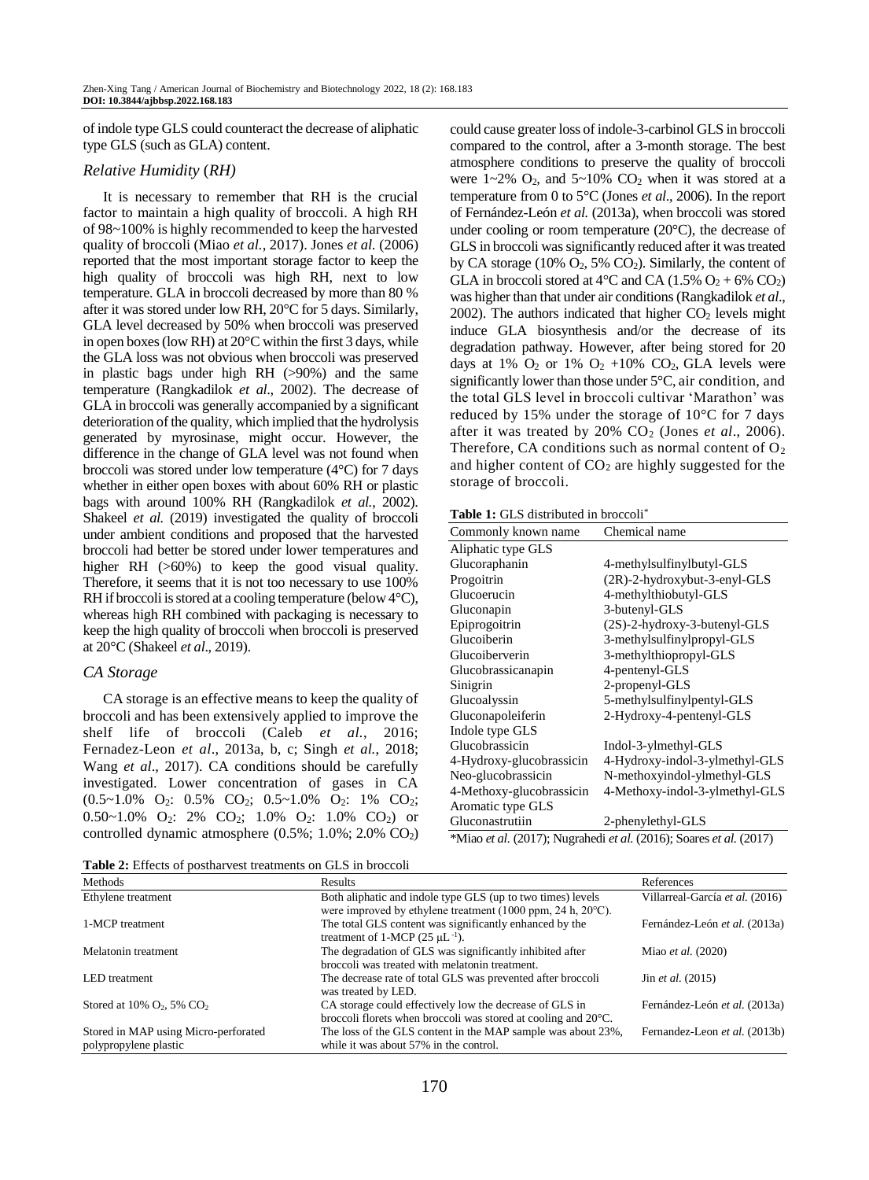of indole type GLS could counteract the decrease of aliphatic type GLS (such as GLA) content.

### *Relative Humidity* (*RH*)

It is necessary to remember that RH is the crucial factor to maintain a high quality of broccoli. A high RH of 98~100% is highly recommended to keep the harvested quality of broccoli (Miao *et al.*, 2017). Jones *et al.* (2006) reported that the most important storage factor to keep the high quality of broccoli was high RH, next to low temperature. GLA in broccoli decreased by more than 80 % after it was stored under low RH, 20°C for 5 days. Similarly, GLA level decreased by 50% when broccoli was preserved in open boxes (low RH) at 20°C within the first 3 days, while the GLA loss was not obvious when broccoli was preserved in plastic bags under high RH (>90%) and the same temperature (Rangkadilok *et al*., 2002). The decrease of GLA in broccoli was generally accompanied by a significant deterioration of the quality, which implied that the hydrolysis generated by myrosinase, might occur. However, the difference in the change of GLA level was not found when broccoli was stored under low temperature (4°C) for 7 days whether in either open boxes with about 60% RH or plastic bags with around 100% RH (Rangkadilok *et al.*, 2002). Shakeel *et al.* (2019) investigated the quality of broccoli under ambient conditions and proposed that the harvested broccoli had better be stored under lower temperatures and higher RH (>60%) to keep the good visual quality. Therefore, it seems that it is not too necessary to use 100% RH if broccoli is stored at a cooling temperature (below 4°C), whereas high RH combined with packaging is necessary to keep the high quality of broccoli when broccoli is preserved at 20°C (Shakeel *et al*., 2019).

### *CA Storage*

CA storage is an effective means to keep the quality of broccoli and has been extensively applied to improve the shelf life of broccoli (Caleb *et al.*, 2016; Fernadez-Leon *et al*., 2013a, b, c; Singh *et al.*, 2018; Wang *et al*., 2017). CA conditions should be carefully investigated. Lower concentration of gases in CA (0.5~1.0% $O_2$: 0.5% $CO_2$; 0.5~1.0% $O_2$: 1% $CO_2$; 0.50~1.0% $O_2$: 2% $CO_2$; 1.0% $O_2$: 1.0% $CO_2$) or controlled dynamic atmosphere (0.5%; 1.0%; 2.0% $CO_2$) could cause greater loss of indole-3-carbinol GLS in broccoli compared to the control, after a 3-month storage. The best atmosphere conditions to preserve the quality of broccoli were 1~2% $O_2$, and 5~10% $CO_2$ when it was stored at a temperature from 0 to 5°C (Jones *et al*., 2006). In the report of Fernández-León *et al.* (2013a), when broccoli was stored under cooling or room temperature (20°C), the decrease of GLS in broccoli was significantly reduced after it was treated by CA storage (10% $O_2$, 5% $CO_2$). Similarly, the content of GLA in broccoli stored at 4°C and CA (1.5% $O_2$ + 6% $CO_2$) was higher than that under air conditions (Rangkadilok *et al*., 2002). The authors indicated that higher $CO_2$ levels might induce GLA biosynthesis and/or the decrease of its degradation pathway. However, after being stored for 20 days at 1% $O_2$ or 1% $O_2$ +10% $CO_2$, GLA levels were significantly lower than those under 5°C, air condition, and the total GLS level in broccoli cultivar 'Marathon' was reduced by 15% under the storage of 10°C for 7 days after it was treated by 20% $CO_2$ (Jones *et al*., 2006). Therefore, CA conditions such as normal content of $O_2$ and higher content of $CO_2$ are highly suggested for the storage of broccoli.

**Table 1:** GLS distributed in broccoli*

| Commonly known name | Chemical name |
|---|---|
| Aliphatic type GLS | |
| Glucoraphanin | 4-methylsulfinylbutyl-GLS |
| Progoitrin | (2R)-2-hydroxybut-3-enyl-GLS |
| Glucoerucin | 4-methylthiobutyl-GLS |
| Gluconapin | 3-butenyl-GLS |
| Epiprogoitrin | (2S)-2-hydroxy-3-butenyl-GLS |
| Glucoiberin | 3-methylsulfinylpropyl-GLS |
| Glucoiberverin | 3-methylthiopropyl-GLS |
| Glucobrassicanapin | 4-pentenyl-GLS |
| Sinigrin | 2-propenyl-GLS |
| Glucoalyssin | 5-methylsulfinylpentyl-GLS |
| Gluconapoleiferin | 2-Hydroxy-4-pentenyl-GLS |
| Indole type GLS | |
| Glucobrassicin | Indol-3-ylmethyl-GLS |
| 4-Hydroxy-glucobrassicin | 4-Hydroxy-indol-3-ylmethyl-GLS |
| Neo-glucobrassicin | N-methoxyindol-ylmethyl-GLS |
| 4-Methoxy-glucobrassicin | 4-Methoxy-indol-3-ylmethyl-GLS |
| Aromatic type GLS | |
| Gluconastrutiin | 2-phenylethyl-GLS |

*Miao *et al.* (2017); Nugrahedi *et al.* (2016); Soares *et al.* (2017)

**Table 2:** Effects of postharvest treatments on GLS in broccoli

| Methods | Results | References |
|---|---|---|
| Ethylene treatment | Both aliphatic and indole type GLS (up to two times) levels were improved by ethylene treatment (1000 ppm, 24 h, 20°C). | Villarreal-García *et al.* (2016) |
| 1-MCP treatment | The total GLS content was significantly enhanced by the treatment of 1-MCP (25 μL$^{-1}$). | Fernández-León *et al.* (2013a) |
| Melatonin treatment | The degradation of GLS was significantly inhibited after broccoli was treated with melatonin treatment. | Miao *et al.* (2020) |
| LED treatment | The decrease rate of total GLS was prevented after broccoli was treated by LED. | Jin *et al.* (2015) |
| Stored at 10% $O_2$, 5% $CO_2$ | CA storage could effectively low the decrease of GLS in broccoli florets when broccoli was stored at cooling and 20°C. | Fernández-León *et al.* (2013a) |
| Stored in MAP using Micro-perforated polypropylene plastic | The loss of the GLS content in the MAP sample was about 23%, while it was about 57% in the control. | Fernandez-Leon *et al.* (2013b) |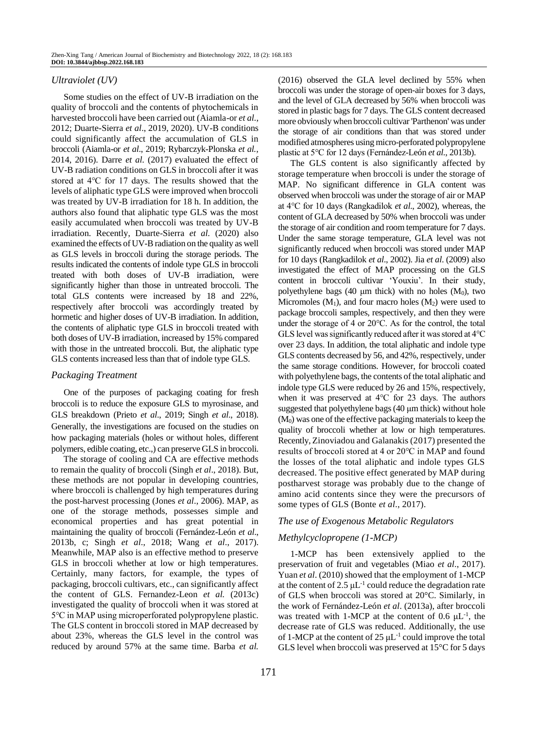### *Ultraviolet (UV)*

Some studies on the effect of UV-B irradiation on the quality of broccoli and the contents of phytochemicals in harvested broccoli have been carried out (Aiamla-or *et al*., 2012; Duarte-Sierra *et al*., 2019, 2020). UV-B conditions could significantly affect the accumulation of GLS in broccoli (Aiamla-or *et al*., 2019; Rybarczyk-Plonska *et al.*, 2014, 2016). Darre *et al.* (2017) evaluated the effect of UV-B radiation conditions on GLS in broccoli after it was stored at 4°C for 17 days. The results showed that the levels of aliphatic type GLS were improved when broccoli was treated by UV-B irradiation for 18 h. In addition, the authors also found that aliphatic type GLS was the most easily accumulated when broccoli was treated by UV-B irradiation. Recently, Duarte-Sierra *et al.* (2020) also examined the effects of UV-B radiation on the quality as well as GLS levels in broccoli during the storage periods. The results indicated the contents of indole type GLS in broccoli treated with both doses of UV-B irradiation, were significantly higher than those in untreated broccoli. The total GLS contents were increased by 18 and 22%, respectively after broccoli was accordingly treated by hormetic and higher doses of UV-B irradiation. In addition, the contents of aliphatic type GLS in broccoli treated with both doses of UV-B irradiation, increased by 15% compared with those in the untreated broccoli. But, the aliphatic type GLS contents increased less than that of indole type GLS.

### *Packaging Treatment*

One of the purposes of packaging coating for fresh broccoli is to reduce the exposure GLS to myrosinase, and GLS breakdown (Prieto *et al*., 2019; Singh *et al*., 2018). Generally, the investigations are focused on the studies on how packaging materials (holes or without holes, different polymers, edible coating, etc.,) can preserve GLS in broccoli.

The storage of cooling and CA are effective methods to remain the quality of broccoli (Singh *et al*., 2018). But, these methods are not popular in developing countries, where broccoli is challenged by high temperatures during the post-harvest processing (Jones *et al*., 2006). MAP, as one of the storage methods, possesses simple and economical properties and has great potential in maintaining the quality of broccoli (Fernández-León *et al*., 2013b, c; Singh *et al*., 2018; Wang *et al*., 2017). Meanwhile, MAP also is an effective method to preserve GLS in broccoli whether at low or high temperatures. Certainly, many factors, for example, the types of packaging, broccoli cultivars, etc., can significantly affect the content of GLS. Fernandez-Leon *et al.* (2013c) investigated the quality of broccoli when it was stored at 5°C in MAP using microperforated polypropylene plastic. The GLS content in broccoli stored in MAP decreased by about 23%, whereas the GLS level in the control was reduced by around 57% at the same time. Barba *et al.* (2016) observed the GLA level declined by 55% when broccoli was under the storage of open-air boxes for 3 days, and the level of GLA decreased by 56% when broccoli was stored in plastic bags for 7 days. The GLS content decreased more obviously when broccoli cultivar 'Parthenon' was under the storage of air conditions than that was stored under modified atmospheres using micro-perforated polypropylene plastic at 5°C for 12 days (Fernández-León *et al*., 2013b).

The GLS content is also significantly affected by storage temperature when broccoli is under the storage of MAP. No significant difference in GLA content was observed when broccoli was under the storage of air or MAP at 4°C for 10 days (Rangkadilok *et al*., 2002), whereas, the content of GLA decreased by 50% when broccoli was under the storage of air condition and room temperature for 7 days. Under the same storage temperature, GLA level was not significantly reduced when broccoli was stored under MAP for 10 days (Rangkadilok *et al*., 2002). Jia *et al.* (2009) also investigated the effect of MAP processing on the GLS content in broccoli cultivar 'Youxiu'. In their study, polyethylene bags (40 μm thick) with no holes ($M_0$), two Micromoles ($M_1$), and four macro holes ($M_2$) were used to package broccoli samples, respectively, and then they were under the storage of 4 or 20°C. As for the control, the total GLS level was significantly reduced after it was stored at 4°C over 23 days. In addition, the total aliphatic and indole type GLS contents decreased by 56, and 42%, respectively, under the same storage conditions. However, for broccoli coated with polyethylene bags, the contents of the total aliphatic and indole type GLS were reduced by 26 and 15%, respectively, when it was preserved at 4°C for 23 days. The authors suggested that polyethylene bags (40 μm thick) without hole ($M_0$) was one of the effective packaging materials to keep the quality of broccoli whether at low or high temperatures. Recently, Zinoviadou and Galanakis (2017) presented the results of broccoli stored at 4 or 20°C in MAP and found the losses of the total aliphatic and indole types GLS decreased. The positive effect generated by MAP during postharvest storage was probably due to the change of amino acid contents since they were the precursors of some types of GLS (Bonte *et al*., 2017).

### *The use of Exogenous Metabolic Regulators*

### *Methylcyclopropene (1-MCP)*

1-MCP has been extensively applied to the preservation of fruit and vegetables (Miao *et al*., 2017). Yuan *et al*. (2010) showed that the employment of 1-MCP at the content of 2.5 $\mu L^{-1}$ could reduce the degradation rate of GLS when broccoli was stored at 20°C. Similarly, in the work of Fernández-León *et al*. (2013a), after broccoli was treated with 1-MCP at the content of 0.6 $\mu L^{-1}$, the decrease rate of GLS was reduced. Additionally, the use of 1-MCP at the content of 25 $\mu L^{-1}$ could improve the total GLS level when broccoli was preserved at 15°C for 5 days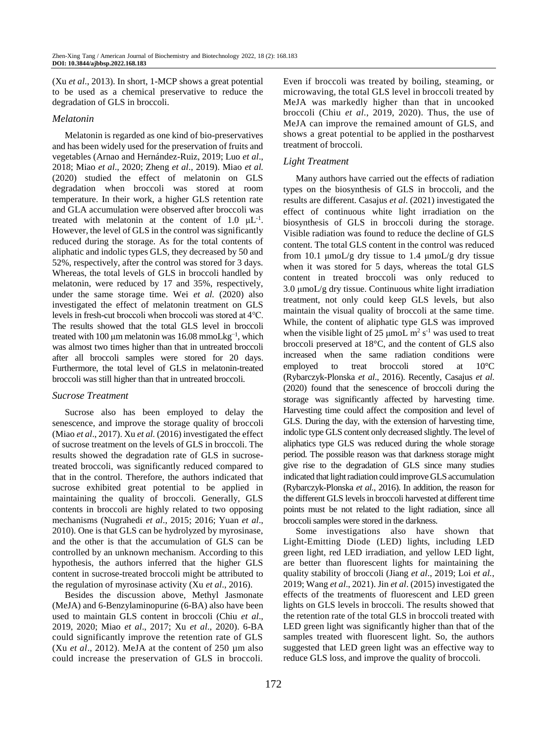(Xu *et al*., 2013). In short, 1-MCP shows a great potential to be used as a chemical preservative to reduce the degradation of GLS in broccoli.

### *Melatonin*

Melatonin is regarded as one kind of bio-preservatives and has been widely used for the preservation of fruits and vegetables (Arnao and Hernández-Ruiz, 2019; Luo *et al*., 2018; Miao *et al*., 2020; Zheng *et al*., 2019). Miao *et al.* (2020) studied the effect of melatonin on GLS degradation when broccoli was stored at room temperature. In their work, a higher GLS retention rate and GLA accumulation were observed after broccoli was treated with melatonin at the content of 1.0 $\mu L^{-1}$. However, the level of GLS in the control was significantly reduced during the storage. As for the total contents of aliphatic and indolic types GLS, they decreased by 50 and 52%, respectively, after the control was stored for 3 days. Whereas, the total levels of GLS in broccoli handled by melatonin, were reduced by 17 and 35%, respectively, under the same storage time. Wei *et al.* (2020) also investigated the effect of melatonin treatment on GLS levels in fresh-cut broccoli when broccoli was stored at 4°C. The results showed that the total GLS level in broccoli treated with 100 μm melatonin was 16.08 $mmolKg^{-1}$, which was almost two times higher than that in untreated broccoli after all broccoli samples were stored for 20 days. Furthermore, the total level of GLS in melatonin-treated broccoli was still higher than that in untreated broccoli.

### *Sucrose Treatment*

Sucrose also has been employed to delay the senescence, and improve the storage quality of broccoli (Miao *et al*., 2017). Xu *et al.* (2016) investigated the effect of sucrose treatment on the levels of GLS in broccoli. The results showed the degradation rate of GLS in sucrose-treated broccoli, was significantly reduced compared to that in the control. Therefore, the authors indicated that sucrose exhibited great potential to be applied in maintaining the quality of broccoli. Generally, GLS contents in broccoli are highly related to two opposing mechanisms (Nugrahedi *et al*., 2015; 2016; Yuan *et al*., 2010). One is that GLS can be hydrolyzed by myrosinase, and the other is that the accumulation of GLS can be controlled by an unknown mechanism. According to this hypothesis, the authors inferred that the higher GLS content in sucrose-treated broccoli might be attributed to the regulation of myrosinase activity (Xu *et al*., 2016).

Besides the discussion above, Methyl Jasmonate (MeJA) and 6-Benzylaminopurine (6-BA) also have been used to maintain GLS content in broccoli (Chiu *et al*., 2019, 2020; Miao *et al*., 2017; Xu *et al*., 2020). 6-BA could significantly improve the retention rate of GLS (Xu *et al*., 2012). MeJA at the content of 250 μm also could increase the preservation of GLS in broccoli. Even if broccoli was treated by boiling, steaming, or microwaving, the total GLS level in broccoli treated by MeJA was markedly higher than that in uncooked broccoli (Chiu *et al*., 2019, 2020). Thus, the use of MeJA can improve the remained amount of GLS, and shows a great potential to be applied in the postharvest treatment of broccoli.

### *Light Treatment*

Many authors have carried out the effects of radiation types on the biosynthesis of GLS in broccoli, and the results are different. Casajus *et al*. (2021) investigated the effect of continuous white light irradiation on the biosynthesis of GLS in broccoli during the storage. Visible radiation was found to reduce the decline of GLS content. The total GLS content in the control was reduced from 10.1 μmoL/g dry tissue to 1.4 μmoL/g dry tissue when it was stored for 5 days, whereas the total GLS content in treated broccoli was only reduced to 3.0 μmoL/g dry tissue. Continuous white light irradiation treatment, not only could keep GLS levels, but also maintain the visual quality of broccoli at the same time. While, the content of aliphatic type GLS was improved when the visible light of 25 $\mu moL\ m^2\ s^{-1}$ was used to treat broccoli preserved at 18°C, and the content of GLS also increased when the same radiation conditions were employed to treat broccoli stored at 10°C (Rybarczyk-Plonska *et al*., 2016). Recently, Casajus *et al.* (2020) found that the senescence of broccoli during the storage was significantly affected by harvesting time. Harvesting time could affect the composition and level of GLS. During the day, with the extension of harvesting time, indolic type GLS content only decreased slightly. The level of aliphatics type GLS was reduced during the whole storage period. The possible reason was that darkness storage might give rise to the degradation of GLS since many studies indicated that light radiation could improve GLS accumulation (Rybarczyk-Plonska *et al.*, 2016). In addition, the reason for the different GLS levels in broccoli harvested at different time points must be not related to the light radiation, since all broccoli samples were stored in the darkness.

Some investigations also have shown that Light-Emitting Diode (LED) lights, including LED green light, red LED irradiation, and yellow LED light, are better than fluorescent lights for maintaining the quality stability of broccoli (Jiang *et al*., 2019; Loi *et al.*, 2019; Wang *et al*., 2021). Jin *et al*. (2015) investigated the effects of the treatments of fluorescent and LED green lights on GLS levels in broccoli. The results showed that the retention rate of the total GLS in broccoli treated with LED green light was significantly higher than that of the samples treated with fluorescent light. So, the authors suggested that LED green light was an effective way to reduce GLS loss, and improve the quality of broccoli.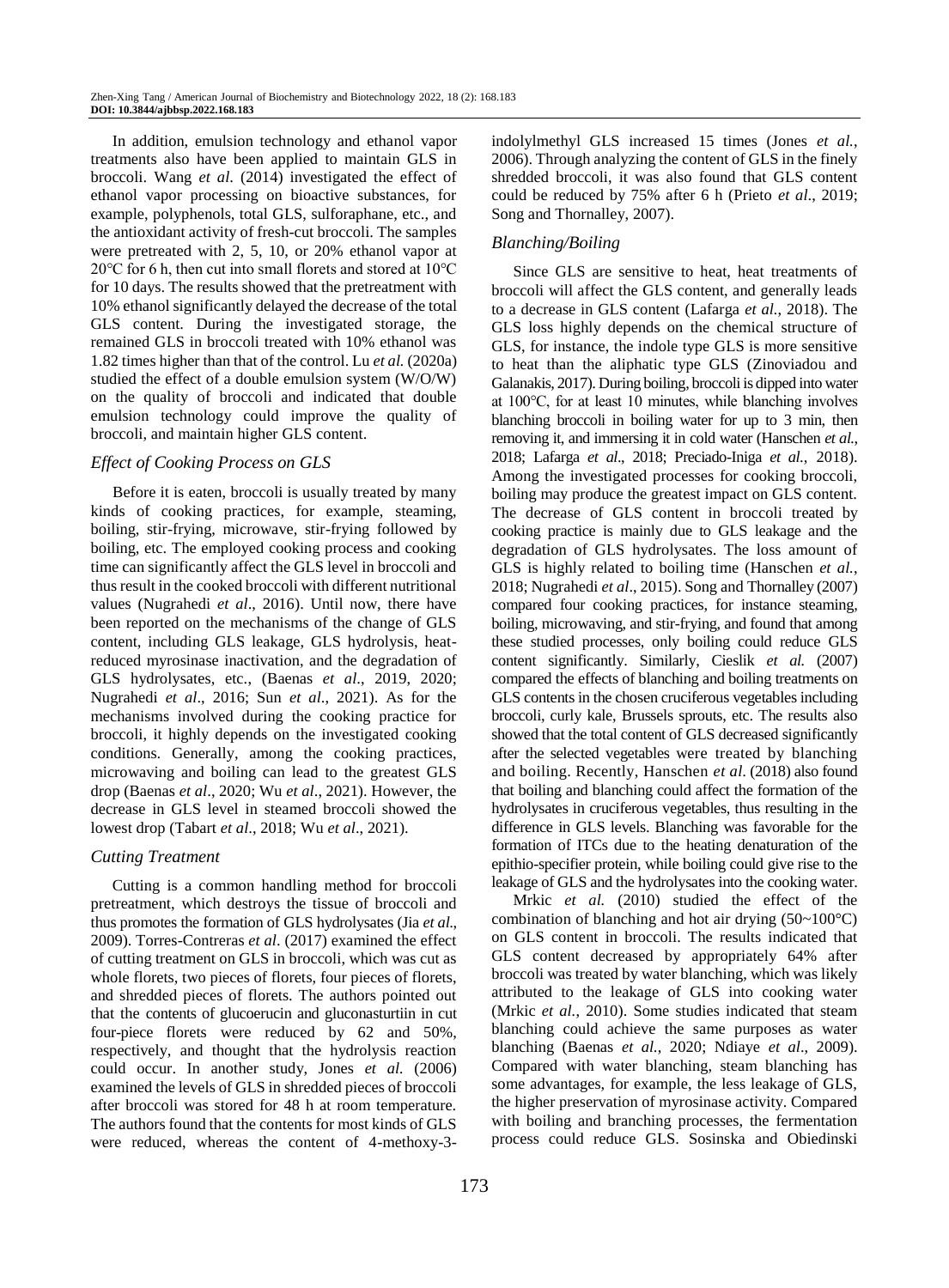In addition, emulsion technology and ethanol vapor treatments also have been applied to maintain GLS in broccoli. Wang *et al*. (2014) investigated the effect of ethanol vapor processing on bioactive substances, for example, polyphenols, total GLS, sulforaphane, etc., and the antioxidant activity of fresh-cut broccoli. The samples were pretreated with 2, 5, 10, or 20% ethanol vapor at 20°C for 6 h, then cut into small florets and stored at 10°C for 10 days. The results showed that the pretreatment with 10% ethanol significantly delayed the decrease of the total GLS content. During the investigated storage, the remained GLS in broccoli treated with 10% ethanol was 1.82 times higher than that of the control. Lu *et al.* (2020a) studied the effect of a double emulsion system (W/O/W) on the quality of broccoli and indicated that double emulsion technology could improve the quality of broccoli, and maintain higher GLS content.

### *Effect of Cooking Process on GLS*

Before it is eaten, broccoli is usually treated by many kinds of cooking practices, for example, steaming, boiling, stir-frying, microwave, stir-frying followed by boiling, etc. The employed cooking process and cooking time can significantly affect the GLS level in broccoli and thus result in the cooked broccoli with different nutritional values (Nugrahedi *et al*., 2016). Until now, there have been reported on the mechanisms of the change of GLS content, including GLS leakage, GLS hydrolysis, heat-reduced myrosinase inactivation, and the degradation of GLS hydrolysates, etc., (Baenas *et al*., 2019, 2020; Nugrahedi *et al*., 2016; Sun *et al*., 2021). As for the mechanisms involved during the cooking practice for broccoli, it highly depends on the investigated cooking conditions. Generally, among the cooking practices, microwaving and boiling can lead to the greatest GLS drop (Baenas *et al*., 2020; Wu *et al*., 2021). However, the decrease in GLS level in steamed broccoli showed the lowest drop (Tabart *et al*., 2018; Wu *et al*., 2021).

### *Cutting Treatment*

Cutting is a common handling method for broccoli pretreatment, which destroys the tissue of broccoli and thus promotes the formation of GLS hydrolysates (Jia *et al*., 2009). Torres-Contreras *et al*. (2017) examined the effect of cutting treatment on GLS in broccoli, which was cut as whole florets, two pieces of florets, four pieces of florets, and shredded pieces of florets. The authors pointed out that the contents of glucoerucin and gluconasturtiin in cut four-piece florets were reduced by 62 and 50%, respectively, and thought that the hydrolysis reaction could occur. In another study, Jones *et al.* (2006) examined the levels of GLS in shredded pieces of broccoli after broccoli was stored for 48 h at room temperature. The authors found that the contents for most kinds of GLS were reduced, whereas the content of 4-methoxy-3-indolylmethyl GLS increased 15 times (Jones *et al.*, 2006). Through analyzing the content of GLS in the finely shredded broccoli, it was also found that GLS content could be reduced by 75% after 6 h (Prieto *et al*., 2019; Song and Thornalley, 2007).

### *Blanching/Boiling*

Since GLS are sensitive to heat, heat treatments of broccoli will affect the GLS content, and generally leads to a decrease in GLS content (Lafarga *et al*., 2018). The GLS loss highly depends on the chemical structure of GLS, for instance, the indole type GLS is more sensitive to heat than the aliphatic type GLS (Zinoviadou and Galanakis, 2017). During boiling, broccoli is dipped into water at 100°C, for at least 10 minutes, while blanching involves blanching broccoli in boiling water for up to 3 min, then removing it, and immersing it in cold water (Hanschen *et al*., 2018; Lafarga *et al*., 2018; Preciado-Iniga *et al*., 2018). Among the investigated processes for cooking broccoli, boiling may produce the greatest impact on GLS content. The decrease of GLS content in broccoli treated by cooking practice is mainly due to GLS leakage and the degradation of GLS hydrolysates. The loss amount of GLS is highly related to boiling time (Hanschen *et al.*, 2018; Nugrahedi *et al*., 2015). Song and Thornalley (2007) compared four cooking practices, for instance steaming, boiling, microwaving, and stir-frying, and found that among these studied processes, only boiling could reduce GLS content significantly. Similarly, Cieslik *et al.* (2007) compared the effects of blanching and boiling treatments on GLS contents in the chosen cruciferous vegetables including broccoli, curly kale, Brussels sprouts, etc. The results also showed that the total content of GLS decreased significantly after the selected vegetables were treated by blanching and boiling. Recently, Hanschen *et al*. (2018) also found that boiling and blanching could affect the formation of the hydrolysates in cruciferous vegetables, thus resulting in the difference in GLS levels. Blanching was favorable for the formation of ITCs due to the heating denaturation of the epithio-specifier protein, while boiling could give rise to the leakage of GLS and the hydrolysates into the cooking water.

Mrkic *et al.* (2010) studied the effect of the combination of blanching and hot air drying (50~100°C) on GLS content in broccoli. The results indicated that GLS content decreased by appropriately 64% after broccoli was treated by water blanching, which was likely attributed to the leakage of GLS into cooking water (Mrkic *et al.*, 2010). Some studies indicated that steam blanching could achieve the same purposes as water blanching (Baenas *et al.*, 2020; Ndiaye *et al*., 2009). Compared with water blanching, steam blanching has some advantages, for example, the less leakage of GLS, the higher preservation of myrosinase activity. Compared with boiling and branching processes, the fermentation process could reduce GLS. Sosinska and Obiedinski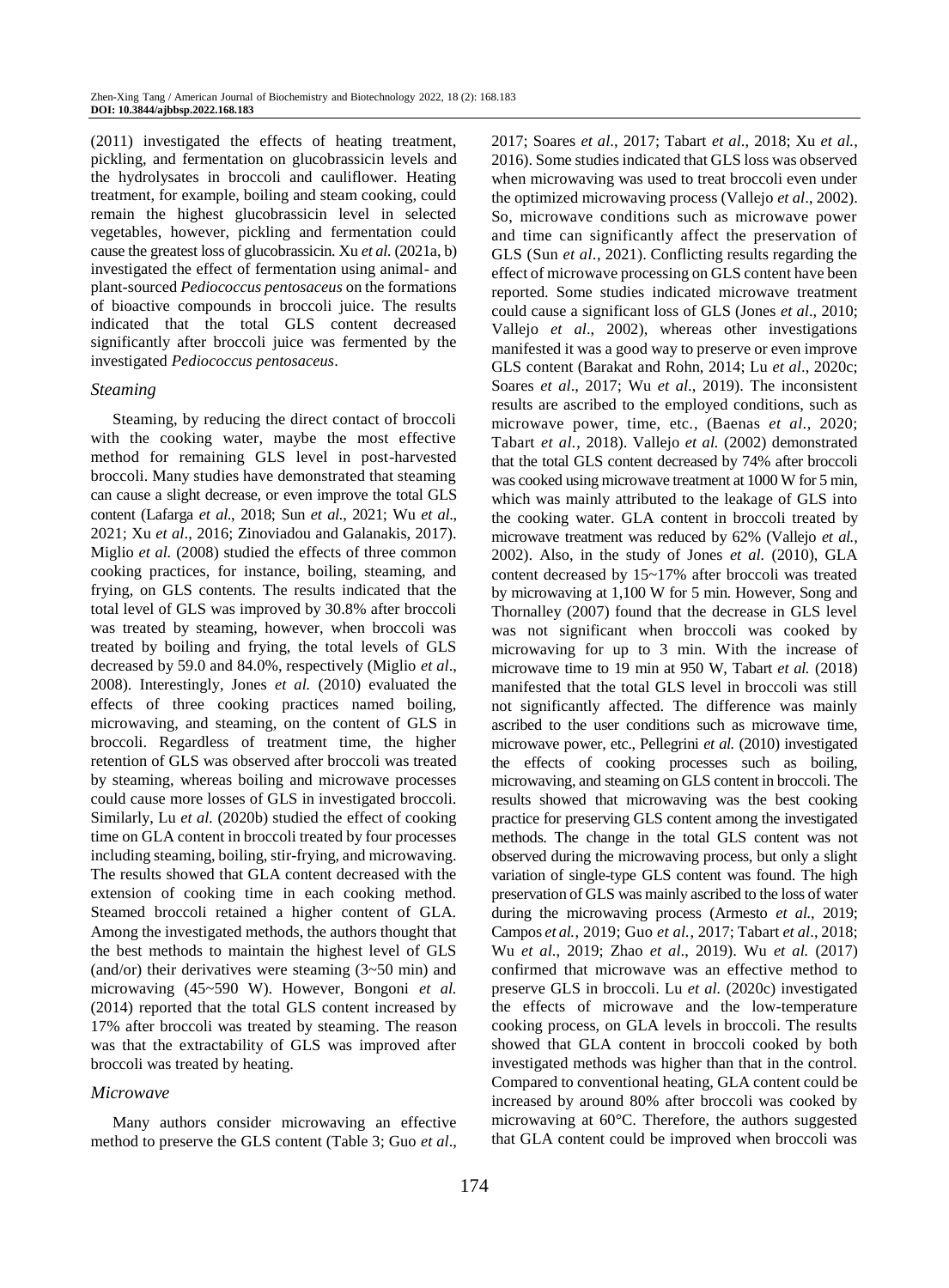(2011) investigated the effects of heating treatment, pickling, and fermentation on glucobrassicin levels and the hydrolysates in broccoli and cauliflower. Heating treatment, for example, boiling and steam cooking, could remain the highest glucobrassicin level in selected vegetables, however, pickling and fermentation could cause the greatest loss of glucobrassicin. Xu *et al.* (2021a, b) investigated the effect of fermentation using animal- and plant-sourced *Pediococcus pentosaceus* on the formations of bioactive compounds in broccoli juice. The results indicated that the total GLS content decreased significantly after broccoli juice was fermented by the investigated *Pediococcus pentosaceus*.

### *Steaming*

Steaming, by reducing the direct contact of broccoli with the cooking water, maybe the most effective method for remaining GLS level in post-harvested broccoli. Many studies have demonstrated that steaming can cause a slight decrease, or even improve the total GLS content (Lafarga *et al*., 2018; Sun *et al*., 2021; Wu *et al*., 2021; Xu *et al*., 2016; Zinoviadou and Galanakis, 2017). Miglio *et al.* (2008) studied the effects of three common cooking practices, for instance, boiling, steaming, and frying, on GLS contents. The results indicated that the total level of GLS was improved by 30.8% after broccoli was treated by steaming, however, when broccoli was treated by boiling and frying, the total levels of GLS decreased by 59.0 and 84.0%, respectively (Miglio *et al*., 2008). Interestingly, Jones *et al.* (2010) evaluated the effects of three cooking practices named boiling, microwaving, and steaming, on the content of GLS in broccoli. Regardless of treatment time, the higher retention of GLS was observed after broccoli was treated by steaming, whereas boiling and microwave processes could cause more losses of GLS in investigated broccoli. Similarly, Lu *et al.* (2020b) studied the effect of cooking time on GLA content in broccoli treated by four processes including steaming, boiling, stir-frying, and microwaving. The results showed that GLA content decreased with the extension of cooking time in each cooking method. Steamed broccoli retained a higher content of GLA. Among the investigated methods, the authors thought that the best methods to maintain the highest level of GLS (and/or) their derivatives were steaming (3~50 min) and microwaving (45~590 W). However, Bongoni *et al.* (2014) reported that the total GLS content increased by 17% after broccoli was treated by steaming. The reason was that the extractability of GLS was improved after broccoli was treated by heating.

### *Microwave*

Many authors consider microwaving an effective method to preserve the GLS content (Table 3; Guo *et al*., 2017; Soares *et al*., 2017; Tabart *et al*., 2018; Xu *et al.*, 2016). Some studies indicated that GLS loss was observed when microwaving was used to treat broccoli even under the optimized microwaving process (Vallejo *et al*., 2002). So, microwave conditions such as microwave power and time can significantly affect the preservation of GLS (Sun *et al*., 2021). Conflicting results regarding the effect of microwave processing on GLS content have been reported. Some studies indicated microwave treatment could cause a significant loss of GLS (Jones *et al*., 2010; Vallejo *et al*., 2002), whereas other investigations manifested it was a good way to preserve or even improve GLS content (Barakat and Rohn, 2014; Lu *et al*., 2020c; Soares *et al*., 2017; Wu *et al*., 2019). The inconsistent results are ascribed to the employed conditions, such as microwave power, time, etc., (Baenas *et al*., 2020; Tabart *et al.*, 2018). Vallejo *et al.* (2002) demonstrated that the total GLS content decreased by 74% after broccoli was cooked using microwave treatment at 1000 W for 5 min, which was mainly attributed to the leakage of GLS into the cooking water. GLA content in broccoli treated by microwave treatment was reduced by 62% (Vallejo *et al.*, 2002). Also, in the study of Jones *et al.* (2010), GLA content decreased by 15~17% after broccoli was treated by microwaving at 1,100 W for 5 min. However, Song and Thornalley (2007) found that the decrease in GLS level was not significant when broccoli was cooked by microwaving for up to 3 min. With the increase of microwave time to 19 min at 950 W, Tabart *et al.* (2018) manifested that the total GLS level in broccoli was still not significantly affected. The difference was mainly ascribed to the user conditions such as microwave time, microwave power, etc., Pellegrini *et al.* (2010) investigated the effects of cooking processes such as boiling, microwaving, and steaming on GLS content in broccoli. The results showed that microwaving was the best cooking practice for preserving GLS content among the investigated methods. The change in the total GLS content was not observed during the microwaving process, but only a slight variation of single-type GLS content was found. The high preservation of GLS was mainly ascribed to the loss of water during the microwaving process (Armesto *et al*., 2019; Campos *et al.*, 2019; Guo *et al.*, 2017; Tabart *et al*., 2018; Wu *et al*., 2019; Zhao *et al*., 2019). Wu *et al.* (2017) confirmed that microwave was an effective method to preserve GLS in broccoli. Lu *et al.* (2020c) investigated the effects of microwave and the low-temperature cooking process, on GLA levels in broccoli. The results showed that GLA content in broccoli cooked by both investigated methods was higher than that in the control. Compared to conventional heating, GLA content could be increased by around 80% after broccoli was cooked by microwaving at 60°C. Therefore, the authors suggested that GLA content could be improved when broccoli was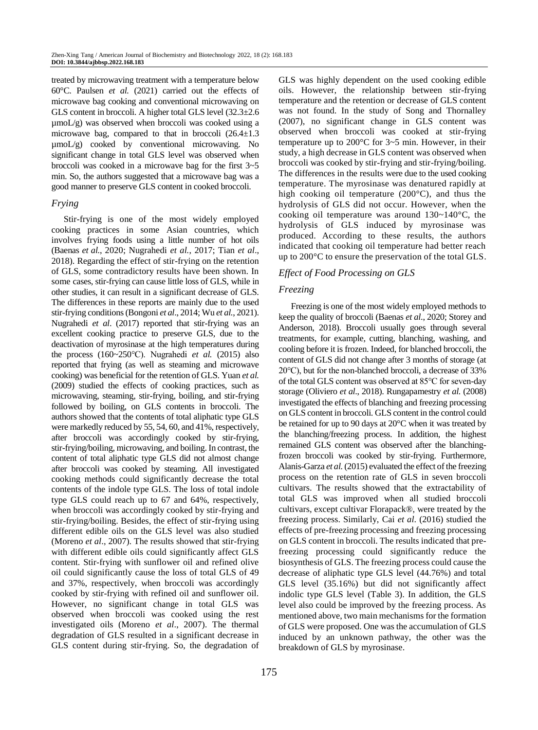treated by microwaving treatment with a temperature below 60°C. Paulsen *et al.* (2021) carried out the effects of microwave bag cooking and conventional microwaving on GLS content in broccoli. A higher total GLS level (32.3±2.6 μmoL/g) was observed when broccoli was cooked using a microwave bag, compared to that in broccoli (26.4±1.3 μmoL/g) cooked by conventional microwaving. No significant change in total GLS level was observed when broccoli was cooked in a microwave bag for the first 3~5 min. So, the authors suggested that a microwave bag was a good manner to preserve GLS content in cooked broccoli.

### *Frying*

Stir-frying is one of the most widely employed cooking practices in some Asian countries, which involves frying foods using a little number of hot oils (Baenas *et al.*, 2020; Nugrahedi *et al.*, 2017; Tian *et al*., 2018). Regarding the effect of stir-frying on the retention of GLS, some contradictory results have been shown. In some cases, stir-frying can cause little loss of GLS, while in other studies, it can result in a significant decrease of GLS. The differences in these reports are mainly due to the used stir-frying conditions (Bongoni *et al*., 2014; Wu *et al.*, 2021). Nugrahedi *et al*. (2017) reported that stir-frying was an excellent cooking practice to preserve GLS, due to the deactivation of myrosinase at the high temperatures during the process (160~250℃). Nugrahedi *et al.* (2015) also reported that frying (as well as steaming and microwave cooking) was beneficial for the retention of GLS. Yuan *et al.* (2009) studied the effects of cooking practices, such as microwaving, steaming, stir-frying, boiling, and stir-frying followed by boiling, on GLS contents in broccoli. The authors showed that the contents of total aliphatic type GLS were markedly reduced by 55, 54, 60, and 41%, respectively, after broccoli was accordingly cooked by stir-frying, stir-frying/boiling, microwaving, and boiling. In contrast, the content of total aliphatic type GLS did not almost change after broccoli was cooked by steaming. All investigated cooking methods could significantly decrease the total contents of the indole type GLS. The loss of total indole type GLS could reach up to 67 and 64%, respectively, when broccoli was accordingly cooked by stir-frying and stir-frying/boiling. Besides, the effect of stir-frying using different edible oils on the GLS level was also studied (Moreno *et al*., 2007). The results showed that stir-frying with different edible oils could significantly affect GLS content. Stir-frying with sunflower oil and refined olive oil could significantly cause the loss of total GLS of 49 and 37%, respectively, when broccoli was accordingly cooked by stir-frying with refined oil and sunflower oil. However, no significant change in total GLS was observed when broccoli was cooked using the rest investigated oils (Moreno *et al*., 2007). The thermal degradation of GLS resulted in a significant decrease in GLS content during stir-frying. So, the degradation of GLS was highly dependent on the used cooking edible oils. However, the relationship between stir-frying temperature and the retention or decrease of GLS content was not found. In the study of Song and Thornalley (2007), no significant change in GLS content was observed when broccoli was cooked at stir-frying temperature up to 200°C for 3~5 min. However, in their study, a high decrease in GLS content was observed when broccoli was cooked by stir-frying and stir-frying/boiling. The differences in the results were due to the used cooking temperature. The myrosinase was denatured rapidly at high cooking oil temperature (200°C), and thus the hydrolysis of GLS did not occur. However, when the cooking oil temperature was around 130~140°C, the hydrolysis of GLS induced by myrosinase was produced. According to these results, the authors indicated that cooking oil temperature had better reach up to 200°C to ensure the preservation of the total GLS.

## *Effect of Food Processing on GLS*

### *Freezing*

Freezing is one of the most widely employed methods to keep the quality of broccoli (Baenas *et al*., 2020; Storey and Anderson, 2018). Broccoli usually goes through several treatments, for example, cutting, blanching, washing, and cooling before it is frozen. Indeed, for blanched broccoli, the content of GLS did not change after 3 months of storage (at 20℃), but for the non-blanched broccoli, a decrease of 33% of the total GLS content was observed at 85℃ for seven-day storage (Oliviero *et al*., 2018). Rungapamestry *et al.* (2008) investigated the effects of blanching and freezing processing on GLS content in broccoli. GLS content in the control could be retained for up to 90 days at 20°C when it was treated by the blanching/freezing process. In addition, the highest remained GLS content was observed after the blanching-frozen broccoli was cooked by stir-frying. Furthermore, Alanis-Garza *et al.* (2015) evaluated the effect of the freezing process on the retention rate of GLS in seven broccoli cultivars. The results showed that the extractability of total GLS was improved when all studied broccoli cultivars, except cultivar Florapack®, were treated by the freezing process. Similarly, Cai *et al*. (2016) studied the effects of pre-freezing processing and freezing processing on GLS content in broccoli. The results indicated that pre-freezing processing could significantly reduce the biosynthesis of GLS. The freezing process could cause the decrease of aliphatic type GLS level (44.76%) and total GLS level (35.16%) but did not significantly affect indolic type GLS level (Table 3). In addition, the GLS level also could be improved by the freezing process. As mentioned above, two main mechanisms for the formation of GLS were proposed. One was the accumulation of GLS induced by an unknown pathway, the other was the breakdown of GLS by myrosinase.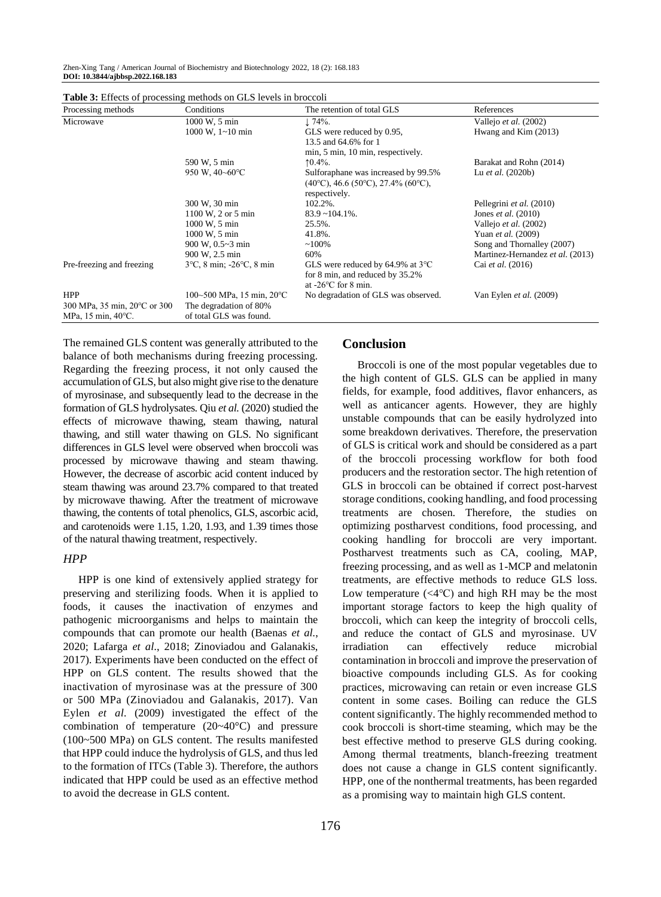**Table 3:** Effects of processing methods on GLS levels in broccoli

| Processing methods | Conditions | The retention of total GLS | References |
|---|---|---|---|
| Microwave | 1000 W, 5 min | ↓ 74%. | Vallejo *et al.* (2002) |
| | 1000 W, 1~10 min | GLS were reduced by 0.95, 13.5 and 64.6% for 1 min, 5 min, 10 min, respectively. | Hwang and Kim (2013) |
| | 590 W, 5 min | ↑0.4%. | Barakat and Rohn (2014) |
| | 950 W, 40~60°C | Sulforaphane was increased by 99.5% (40°C), 46.6 (50°C), 27.4% (60°C), respectively. | Lu *et al.* (2020b) |
| | 300 W, 30 min | 102.2%. | Pellegrini *et al.* (2010) |
| | 1100 W, 2 or 5 min | 83.9 ~104.1%. | Jones *et al.* (2010) |
| | 1000 W, 5 min | 25.5%. | Vallejo *et al.* (2002) |
| | 1000 W, 5 min | 41.8%. | Yuan *et al.* (2009) |
| | 900 W, 0.5~3 min | ~100% | Song and Thornalley (2007) |
| | 900 W, 2.5 min | 60% | Martinez-Hernandez *et al.* (2013) |
| Pre-freezing and freezing | 3°C, 8 min; -26°C, 8 min | GLS were reduced by 64.9% at 3°C for 8 min, and reduced by 35.2% at -26°C for 8 min. | Cai *et al.* (2016) |
| HPP | 100~500 MPa, 15 min, 20°C | No degradation of GLS was observed. | Van Eylen *et al.* (2009) |
| 300 MPa, 35 min, 20°C or 300 MPa, 15 min, 40°C. | The degradation of 80% of total GLS was found. | | |

The remained GLS content was generally attributed to the balance of both mechanisms during freezing processing. Regarding the freezing process, it not only caused the accumulation of GLS, but also might give rise to the denature of myrosinase, and subsequently lead to the decrease in the formation of GLS hydrolysates. Qiu *et al.* (2020) studied the effects of microwave thawing, steam thawing, natural thawing, and still water thawing on GLS. No significant differences in GLS level were observed when broccoli was processed by microwave thawing and steam thawing. However, the decrease of ascorbic acid content induced by steam thawing was around 23.7% compared to that treated by microwave thawing. After the treatment of microwave thawing, the contents of total phenolics, GLS, ascorbic acid, and carotenoids were 1.15, 1.20, 1.93, and 1.39 times those of the natural thawing treatment, respectively.

### *HPP*

HPP is one kind of extensively applied strategy for preserving and sterilizing foods. When it is applied to foods, it causes the inactivation of enzymes and pathogenic microorganisms and helps to maintain the compounds that can promote our health (Baenas *et al.*, 2020; Lafarga *et al*., 2018; Zinoviadou and Galanakis, 2017). Experiments have been conducted on the effect of HPP on GLS content. The results showed that the inactivation of myrosinase was at the pressure of 300 or 500 MPa (Zinoviadou and Galanakis, 2017). Van Eylen *et al*. (2009) investigated the effect of the combination of temperature (20~40°C) and pressure (100~500 MPa) on GLS content. The results manifested that HPP could induce the hydrolysis of GLS, and thus led to the formation of ITCs (Table 3). Therefore, the authors indicated that HPP could be used as an effective method to avoid the decrease in GLS content.

## Conclusion

Broccoli is one of the most popular vegetables due to the high content of GLS. GLS can be applied in many fields, for example, food additives, flavor enhancers, as well as anticancer agents. However, they are highly unstable compounds that can be easily hydrolyzed into some breakdown derivatives. Therefore, the preservation of GLS is critical work and should be considered as a part of the broccoli processing workflow for both food producers and the restoration sector. The high retention of GLS in broccoli can be obtained if correct post-harvest storage conditions, cooking handling, and food processing treatments are chosen. Therefore, the studies on optimizing postharvest conditions, food processing, and cooking handling for broccoli are very important. Postharvest treatments such as CA, cooling, MAP, freezing processing, and as well as 1-MCP and melatonin treatments, are effective methods to reduce GLS loss. Low temperature (<4°C) and high RH may be the most important storage factors to keep the high quality of broccoli, which can keep the integrity of broccoli cells, and reduce the contact of GLS and myrosinase. UV irradiation can effectively reduce microbial contamination in broccoli and improve the preservation of bioactive compounds including GLS. As for cooking practices, microwaving can retain or even increase GLS content in some cases. Boiling can reduce the GLS content significantly. The highly recommended method to cook broccoli is short-time steaming, which may be the best effective method to preserve GLS during cooking. Among thermal treatments, blanch-freezing treatment does not cause a change in GLS content significantly. HPP, one of the nonthermal treatments, has been regarded as a promising way to maintain high GLS content.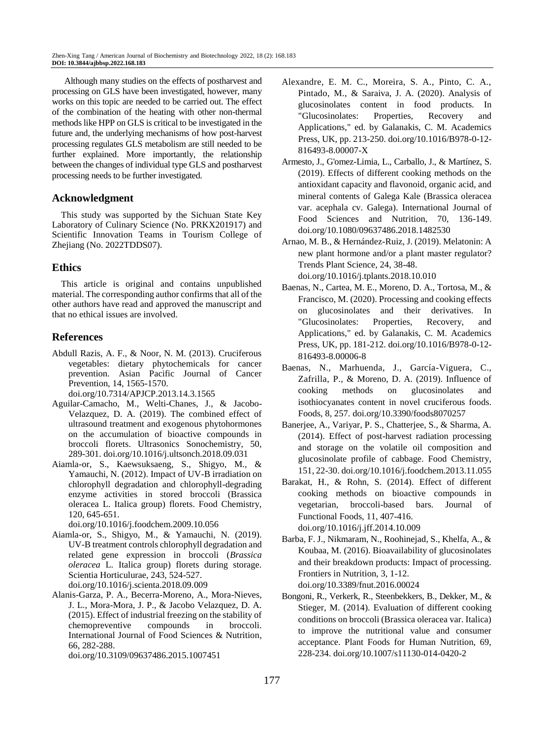Although many studies on the effects of postharvest and processing on GLS have been investigated, however, many works on this topic are needed to be carried out. The effect of the combination of the heating with other non-thermal methods like HPP on GLS is critical to be investigated in the future and, the underlying mechanisms of how post-harvest processing regulates GLS metabolism are still needed to be further explained. More importantly, the relationship between the changes of individual type GLS and postharvest processing needs to be further investigated.

## Acknowledgment

This study was supported by the Sichuan State Key Laboratory of Culinary Science (No. PRKX201917) and Scientific Innovation Teams in Tourism College of Zhejiang (No. 2022TDDS07).

## Ethics

This article is original and contains unpublished material. The corresponding author confirms that all of the other authors have read and approved the manuscript and that no ethical issues are involved.

## References

Abdull Razis, A. F., & Noor, N. M. (2013). Cruciferous vegetables: dietary phytochemicals for cancer prevention. Asian Pacific Journal of Cancer Prevention, 14, 1565-1570. doi.org/10.7314/APJCP.2013.14.3.1565

Aguilar-Camacho, M., Welti-Chanes, J., & Jacobo-Velazquez, D. A. (2019). The combined effect of ultrasound treatment and exogenous phytohormones on the accumulation of bioactive compounds in broccoli florets. Ultrasonics Sonochemistry, 50, 289-301. doi.org/10.1016/j.ultsonch.2018.09.031

Aiamla-or, S., Kaewsuksaeng, S., Shigyo, M., & Yamauchi, N. (2012). Impact of UV-B irradiation on chlorophyll degradation and chlorophyll-degrading enzyme activities in stored broccoli (Brassica oleracea L. Italica group) florets. Food Chemistry, 120, 645-651. doi.org/10.1016/j.foodchem.2009.10.056

Aiamla-or, S., Shigyo, M., & Yamauchi, N. (2019). UV-B treatment controls chlorophyll degradation and related gene expression in broccoli (*Brassica oleracea* L. Italica group) florets during storage. Scientia Horticulurae, 243, 524-527. doi.org/10.1016/j.scienta.2018.09.009

Alanis-Garza, P. A., Becerra-Moreno, A., Mora-Nieves, J. L., Mora-Mora, J. P., & Jacobo Velazquez, D. A. (2015). Effect of industrial freezing on the stability of chemopreventive compounds in broccoli. International Journal of Food Sciences & Nutrition, 66, 282-288. doi.org/10.3109/09637486.2015.1007451

Alexandre, E. M. C., Moreira, S. A., Pinto, C. A., Pintado, M., & Saraiva, J. A. (2020). Analysis of glucosinolates content in food products. In "Glucosinolates: Properties, Recovery and Applications," ed. by Galanakis, C. M. Academics Press, UK, pp. 213-250. doi.org/10.1016/B978-0-12-816493-8.00007-X

Armesto, J., G'omez-Limia, L., Carballo, J., & Martínez, S. (2019). Effects of different cooking methods on the antioxidant capacity and flavonoid, organic acid, and mineral contents of Galega Kale (Brassica oleracea var. acephala cv. Galega). International Journal of Food Sciences and Nutrition, 70, 136-149. doi.org/10.1080/09637486.2018.1482530

Arnao, M. B., & Hernández-Ruiz, J. (2019). Melatonin: A new plant hormone and/or a plant master regulator? Trends Plant Science, 24, 38-48. doi.org/10.1016/j.tplants.2018.10.010

Baenas, N., Cartea, M. E., Moreno, D. A., Tortosa, M., & Francisco, M. (2020). Processing and cooking effects on glucosinolates and their derivatives. In "Glucosinolates: Properties, Recovery, and Applications," ed. by Galanakis, C. M. Academics Press, UK, pp. 181-212. doi.org/10.1016/B978-0-12-816493-8.00006-8

Baenas, N., Marhuenda, J., García-Viguera, C., Zafrilla, P., & Moreno, D. A. (2019). Influence of cooking methods on glucosinolates and isothiocyanates content in novel cruciferous foods. Foods, 8, 257. doi.org/10.3390/foods8070257

Banerjee, A., Variyar, P. S., Chatterjee, S., & Sharma, A. (2014). Effect of post-harvest radiation processing and storage on the volatile oil composition and glucosinolate profile of cabbage. Food Chemistry, 151, 22-30. doi.org/10.1016/j.foodchem.2013.11.055

Barakat, H., & Rohn, S. (2014). Effect of different cooking methods on bioactive compounds in vegetarian, broccoli-based bars. Journal of Functional Foods, 11, 407-416. doi.org/10.1016/j.jff.2014.10.009

Barba, F. J., Nikmaram, N., Roohinejad, S., Khelfa, A., & Koubaa, M. (2016). Bioavailability of glucosinolates and their breakdown products: Impact of processing. Frontiers in Nutrition, 3, 1-12. doi.org/10.3389/fnut.2016.00024

Bongoni, R., Verkerk, R., Steenbekkers, B., Dekker, M., & Stieger, M. (2014). Evaluation of different cooking conditions on broccoli (Brassica oleracea var. Italica) to improve the nutritional value and consumer acceptance. Plant Foods for Human Nutrition, 69, 228-234. doi.org/10.1007/s11130-014-0420-2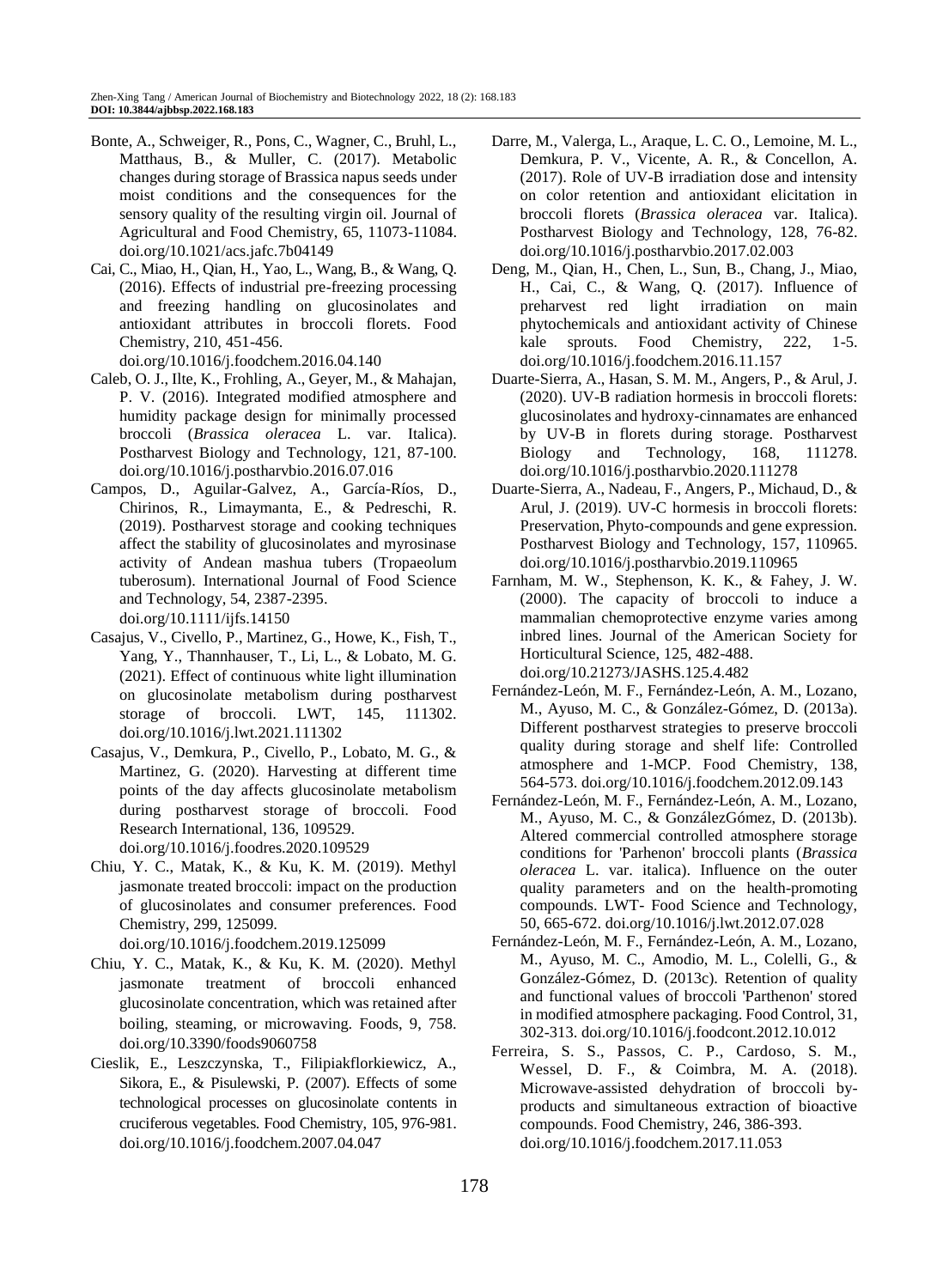Bonte, A., Schweiger, R., Pons, C., Wagner, C., Bruhl, L., Matthaus, B., & Muller, C. (2017). Metabolic changes during storage of Brassica napus seeds under moist conditions and the consequences for the sensory quality of the resulting virgin oil. Journal of Agricultural and Food Chemistry, 65, 11073-11084. doi.org/10.1021/acs.jafc.7b04149

Cai, C., Miao, H., Qian, H., Yao, L., Wang, B., & Wang, Q. (2016). Effects of industrial pre-freezing processing and freezing handling on glucosinolates and antioxidant attributes in broccoli florets. Food Chemistry, 210, 451-456. doi.org/10.1016/j.foodchem.2016.04.140

Caleb, O. J., Ilte, K., Frohling, A., Geyer, M., & Mahajan, P. V. (2016). Integrated modified atmosphere and humidity package design for minimally processed broccoli (*Brassica oleracea* L. var. Italica). Postharvest Biology and Technology, 121, 87-100. doi.org/10.1016/j.postharvbio.2016.07.016

Campos, D., Aguilar-Galvez, A., García-Ríos, D., Chirinos, R., Limaymanta, E., & Pedreschi, R. (2019). Postharvest storage and cooking techniques affect the stability of glucosinolates and myrosinase activity of Andean mashua tubers (Tropaeolum tuberosum). International Journal of Food Science and Technology, 54, 2387-2395. doi.org/10.1111/ijfs.14150

Casajus, V., Civello, P., Martinez, G., Howe, K., Fish, T., Yang, Y., Thannhauser, T., Li, L., & Lobato, M. G. (2021). Effect of continuous white light illumination on glucosinolate metabolism during postharvest storage of broccoli. LWT, 145, 111302. doi.org/10.1016/j.lwt.2021.111302

Casajus, V., Demkura, P., Civello, P., Lobato, M. G., & Martinez, G. (2020). Harvesting at different time points of the day affects glucosinolate metabolism during postharvest storage of broccoli. Food Research International, 136, 109529. doi.org/10.1016/j.foodres.2020.109529

Chiu, Y. C., Matak, K., & Ku, K. M. (2019). Methyl jasmonate treated broccoli: impact on the production of glucosinolates and consumer preferences. Food Chemistry, 299, 125099. doi.org/10.1016/j.foodchem.2019.125099

Chiu, Y. C., Matak, K., & Ku, K. M. (2020). Methyl jasmonate treatment of broccoli enhanced glucosinolate concentration, which was retained after boiling, steaming, or microwaving. Foods, 9, 758. doi.org/10.3390/foods9060758

Cieslik, E., Leszczynska, T., Filipiakflorkiewicz, A., Sikora, E., & Pisulewski, P. (2007). Effects of some technological processes on glucosinolate contents in cruciferous vegetables. Food Chemistry, 105, 976-981. doi.org/10.1016/j.foodchem.2007.04.047

Darre, M., Valerga, L., Araque, L. C. O., Lemoine, M. L., Demkura, P. V., Vicente, A. R., & Concellon, A. (2017). Role of UV-B irradiation dose and intensity on color retention and antioxidant elicitation in broccoli florets (*Brassica oleracea* var. Italica). Postharvest Biology and Technology, 128, 76-82. doi.org/10.1016/j.postharvbio.2017.02.003

Deng, M., Qian, H., Chen, L., Sun, B., Chang, J., Miao, H., Cai, C., & Wang, Q. (2017). Influence of preharvest red light irradiation on main phytochemicals and antioxidant activity of Chinese kale sprouts. Food Chemistry, 222, 1-5. doi.org/10.1016/j.foodchem.2016.11.157

Duarte-Sierra, A., Hasan, S. M. M., Angers, P., & Arul, J. (2020). UV-B radiation hormesis in broccoli florets: glucosinolates and hydroxy-cinnamates are enhanced by UV-B in florets during storage. Postharvest Biology and Technology, 168, 111278. doi.org/10.1016/j.postharvbio.2020.111278

Duarte-Sierra, A., Nadeau, F., Angers, P., Michaud, D., & Arul, J. (2019). UV-C hormesis in broccoli florets: Preservation, Phyto-compounds and gene expression. Postharvest Biology and Technology, 157, 110965. doi.org/10.1016/j.postharvbio.2019.110965

Farnham, M. W., Stephenson, K. K., & Fahey, J. W. (2000). The capacity of broccoli to induce a mammalian chemoprotective enzyme varies among inbred lines. Journal of the American Society for Horticultural Science, 125, 482-488. doi.org/10.21273/JASHS.125.4.482

Fernández-León, M. F., Fernández-León, A. M., Lozano, M., Ayuso, M. C., & González-Gómez, D. (2013a). Different postharvest strategies to preserve broccoli quality during storage and shelf life: Controlled atmosphere and 1-MCP. Food Chemistry, 138, 564-573. doi.org/10.1016/j.foodchem.2012.09.143

Fernández-León, M. F., Fernández-León, A. M., Lozano, M., Ayuso, M. C., & GonzálezGómez, D. (2013b). Altered commercial controlled atmosphere storage conditions for 'Parhenon' broccoli plants (*Brassica oleracea* L. var. italica). Influence on the outer quality parameters and on the health-promoting compounds. LWT- Food Science and Technology, 50, 665-672. doi.org/10.1016/j.lwt.2012.07.028

Fernández-León, M. F., Fernández-León, A. M., Lozano, M., Ayuso, M. C., Amodio, M. L., Colelli, G., & González-Gómez, D. (2013c). Retention of quality and functional values of broccoli 'Parthenon' stored in modified atmosphere packaging. Food Control, 31, 302-313. doi.org/10.1016/j.foodcont.2012.10.012

Ferreira, S. S., Passos, C. P., Cardoso, S. M., Wessel, D. F., & Coimbra, M. A. (2018). Microwave-assisted dehydration of broccoli by-products and simultaneous extraction of bioactive compounds. Food Chemistry, 246, 386-393. doi.org/10.1016/j.foodchem.2017.11.053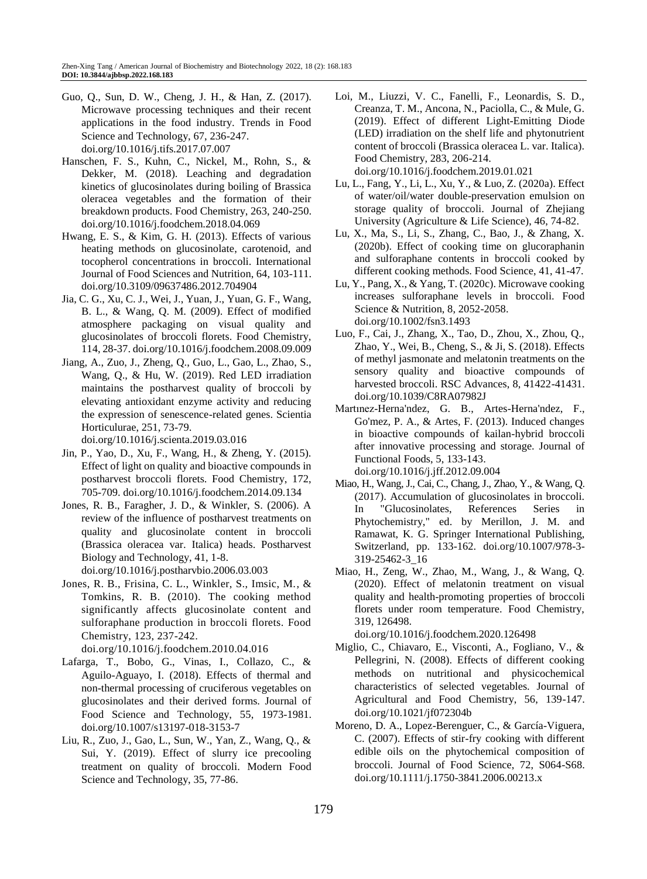Guo, Q., Sun, D. W., Cheng, J. H., & Han, Z. (2017). Microwave processing techniques and their recent applications in the food industry. Trends in Food Science and Technology, 67, 236-247. doi.org/10.1016/j.tifs.2017.07.007

Hanschen, F. S., Kuhn, C., Nickel, M., Rohn, S., & Dekker, M. (2018). Leaching and degradation kinetics of glucosinolates during boiling of Brassica oleracea vegetables and the formation of their breakdown products. Food Chemistry, 263, 240-250. doi.org/10.1016/j.foodchem.2018.04.069

Hwang, E. S., & Kim, G. H. (2013). Effects of various heating methods on glucosinolate, carotenoid, and tocopherol concentrations in broccoli. International Journal of Food Sciences and Nutrition, 64, 103-111. doi.org/10.3109/09637486.2012.704904

Jia, C. G., Xu, C. J., Wei, J., Yuan, J., Yuan, G. F., Wang, B. L., & Wang, Q. M. (2009). Effect of modified atmosphere packaging on visual quality and glucosinolates of broccoli florets. Food Chemistry, 114, 28-37. doi.org/10.1016/j.foodchem.2008.09.009

Jiang, A., Zuo, J., Zheng, Q., Guo, L., Gao, L., Zhao, S., Wang, Q., & Hu, W. (2019). Red LED irradiation maintains the postharvest quality of broccoli by elevating antioxidant enzyme activity and reducing the expression of senescence-related genes. Scientia Horticulurae, 251, 73-79. doi.org/10.1016/j.scienta.2019.03.016

Jin, P., Yao, D., Xu, F., Wang, H., & Zheng, Y. (2015). Effect of light on quality and bioactive compounds in postharvest broccoli florets. Food Chemistry, 172, 705-709. doi.org/10.1016/j.foodchem.2014.09.134

Jones, R. B., Faragher, J. D., & Winkler, S. (2006). A review of the influence of postharvest treatments on quality and glucosinolate content in broccoli (Brassica oleracea var. Italica) heads. Postharvest Biology and Technology, 41, 1-8. doi.org/10.1016/j.postharvbio.2006.03.003

Jones, R. B., Frisina, C. L., Winkler, S., Imsic, M., & Tomkins, R. B. (2010). The cooking method significantly affects glucosinolate content and sulforaphane production in broccoli florets. Food Chemistry, 123, 237-242. doi.org/10.1016/j.foodchem.2010.04.016

Lafarga, T., Bobo, G., Vinas, I., Collazo, C., & Aguilo-Aguayo, I. (2018). Effects of thermal and non-thermal processing of cruciferous vegetables on glucosinolates and their derived forms. Journal of Food Science and Technology, 55, 1973-1981. doi.org/10.1007/s13197-018-3153-7

Liu, R., Zuo, J., Gao, L., Sun, W., Yan, Z., Wang, Q., & Sui, Y. (2019). Effect of slurry ice precooling treatment on quality of broccoli. Modern Food Science and Technology, 35, 77-86.

Loi, M., Liuzzi, V. C., Fanelli, F., Leonardis, S. D., Creanza, T. M., Ancona, N., Paciolla, C., & Mule, G. (2019). Effect of different Light-Emitting Diode (LED) irradiation on the shelf life and phytonutrient content of broccoli (Brassica oleracea L. var. Italica). Food Chemistry, 283, 206-214. doi.org/10.1016/j.foodchem.2019.01.021

Lu, L., Fang, Y., Li, L., Xu, Y., & Luo, Z. (2020a). Effect of water/oil/water double-preservation emulsion on storage quality of broccoli. Journal of Zhejiang University (Agriculture & Life Science), 46, 74-82.

Lu, X., Ma, S., Li, S., Zhang, C., Bao, J., & Zhang, X. (2020b). Effect of cooking time on glucoraphanin and sulforaphane contents in broccoli cooked by different cooking methods. Food Science, 41, 41-47.

Lu, Y., Pang, X., & Yang, T. (2020c). Microwave cooking increases sulforaphane levels in broccoli. Food Science & Nutrition, 8, 2052-2058. doi.org/10.1002/fsn3.1493

Luo, F., Cai, J., Zhang, X., Tao, D., Zhou, X., Zhou, Q., Zhao, Y., Wei, B., Cheng, S., & Ji, S. (2018). Effects of methyl jasmonate and melatonin treatments on the sensory quality and bioactive compounds of harvested broccoli. RSC Advances, 8, 41422-41431. doi.org/10.1039/C8RA07982J

Martınez-Herna'ndez, G. B., Artes-Herna'ndez, F., Go'mez, P. A., & Artes, F. (2013). Induced changes in bioactive compounds of kailan-hybrid broccoli after innovative processing and storage. Journal of Functional Foods, 5, 133-143. doi.org/10.1016/j.jff.2012.09.004

Miao, H., Wang, J., Cai, C., Chang, J., Zhao, Y., & Wang, Q. (2017). Accumulation of glucosinolates in broccoli. In "Glucosinolates, References Series in Phytochemistry," ed. by Merillon, J. M. and Ramawat, K. G. Springer International Publishing, Switzerland, pp. 133-162. doi.org/10.1007/978-3-319-25462-3_16

Miao, H., Zeng, W., Zhao, M., Wang, J., & Wang, Q. (2020). Effect of melatonin treatment on visual quality and health-promoting properties of broccoli florets under room temperature. Food Chemistry, 319, 126498. doi.org/10.1016/j.foodchem.2020.126498

Miglio, C., Chiavaro, E., Visconti, A., Fogliano, V., & Pellegrini, N. (2008). Effects of different cooking methods on nutritional and physicochemical characteristics of selected vegetables. Journal of Agricultural and Food Chemistry, 56, 139-147. doi.org/10.1021/jf072304b

Moreno, D. A., Lopez-Berenguer, C., & García-Viguera, C. (2007). Effects of stir-fry cooking with different edible oils on the phytochemical composition of broccoli. Journal of Food Science, 72, S064-S68. doi.org/10.1111/j.1750-3841.2006.00213.x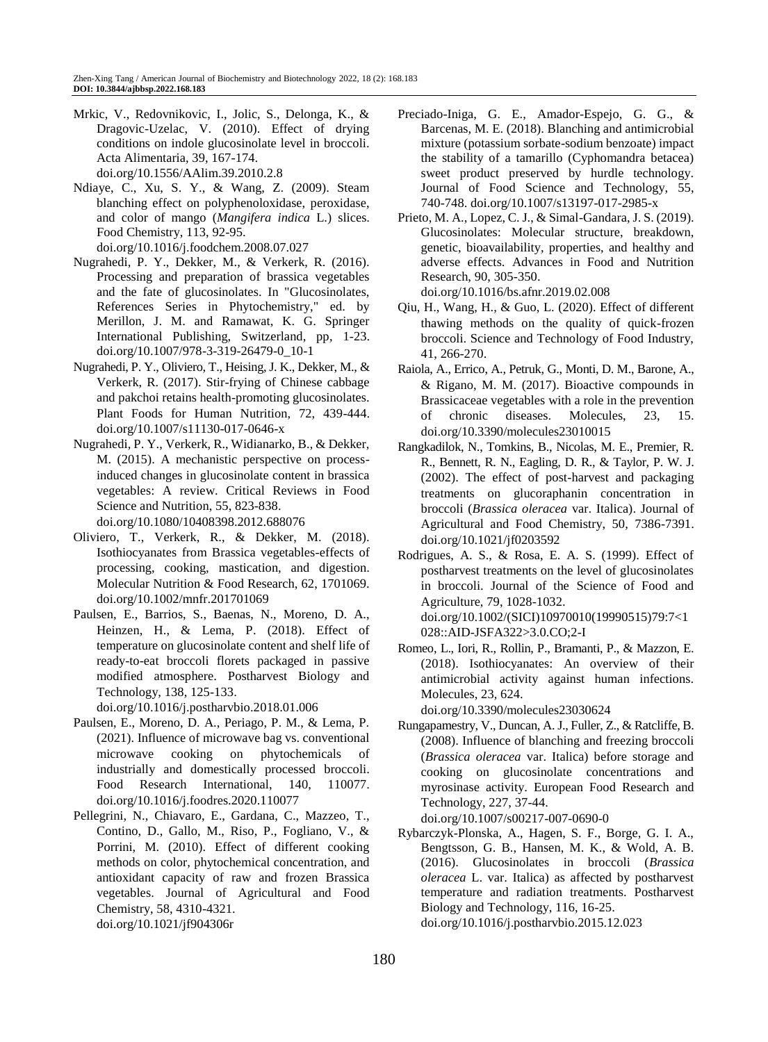Mrkic, V., Redovnikovic, I., Jolic, S., Delonga, K., & Dragovic-Uzelac, V. (2010). Effect of drying conditions on indole glucosinolate level in broccoli. Acta Alimentaria, 39, 167-174. doi.org/10.1556/AAlim.39.2010.2.8

Ndiaye, C., Xu, S. Y., & Wang, Z. (2009). Steam blanching effect on polyphenoloxidase, peroxidase, and color of mango (*Mangifera indica* L.) slices. Food Chemistry, 113, 92-95. doi.org/10.1016/j.foodchem.2008.07.027

Nugrahedi, P. Y., Dekker, M., & Verkerk, R. (2016). Processing and preparation of brassica vegetables and the fate of glucosinolates. In "Glucosinolates, References Series in Phytochemistry," ed. by Merillon, J. M. and Ramawat, K. G. Springer International Publishing, Switzerland, pp, 1-23. doi.org/10.1007/978-3-319-26479-0_10-1

Nugrahedi, P. Y., Oliviero, T., Heising, J. K., Dekker, M., & Verkerk, R. (2017). Stir-frying of Chinese cabbage and pakchoi retains health-promoting glucosinolates. Plant Foods for Human Nutrition, 72, 439-444. doi.org/10.1007/s11130-017-0646-x

Nugrahedi, P. Y., Verkerk, R., Widianarko, B., & Dekker, M. (2015). A mechanistic perspective on process-induced changes in glucosinolate content in brassica vegetables: A review. Critical Reviews in Food Science and Nutrition, 55, 823-838. doi.org/10.1080/10408398.2012.688076

Oliviero, T., Verkerk, R., & Dekker, M. (2018). Isothiocyanates from Brassica vegetables-effects of processing, cooking, mastication, and digestion. Molecular Nutrition & Food Research, 62, 1701069. doi.org/10.1002/mnfr.201701069

Paulsen, E., Barrios, S., Baenas, N., Moreno, D. A., Heinzen, H., & Lema, P. (2018). Effect of temperature on glucosinolate content and shelf life of ready-to-eat broccoli florets packaged in passive modified atmosphere. Postharvest Biology and Technology, 138, 125-133. doi.org/10.1016/j.postharvbio.2018.01.006

Paulsen, E., Moreno, D. A., Periago, P. M., & Lema, P. (2021). Influence of microwave bag vs. conventional microwave cooking on phytochemicals of industrially and domestically processed broccoli. Food Research International, 140, 110077. doi.org/10.1016/j.foodres.2020.110077

Pellegrini, N., Chiavaro, E., Gardana, C., Mazzeo, T., Contino, D., Gallo, M., Riso, P., Fogliano, V., & Porrini, M. (2010). Effect of different cooking methods on color, phytochemical concentration, and antioxidant capacity of raw and frozen Brassica vegetables. Journal of Agricultural and Food Chemistry, 58, 4310-4321. doi.org/10.1021/jf904306r

Preciado-Iniga, G. E., Amador-Espejo, G. G., & Barcenas, M. E. (2018). Blanching and antimicrobial mixture (potassium sorbate-sodium benzoate) impact the stability of a tamarillo (Cyphomandra betacea) sweet product preserved by hurdle technology. Journal of Food Science and Technology, 55, 740-748. doi.org/10.1007/s13197-017-2985-x

Prieto, M. A., Lopez, C. J., & Simal-Gandara, J. S. (2019). Glucosinolates: Molecular structure, breakdown, genetic, bioavailability, properties, and healthy and adverse effects. Advances in Food and Nutrition Research, 90, 305-350. doi.org/10.1016/bs.afnr.2019.02.008

Qiu, H., Wang, H., & Guo, L. (2020). Effect of different thawing methods on the quality of quick-frozen broccoli. Science and Technology of Food Industry, 41, 266-270.

Raiola, A., Errico, A., Petruk, G., Monti, D. M., Barone, A., & Rigano, M. M. (2017). Bioactive compounds in Brassicaceae vegetables with a role in the prevention of chronic diseases. Molecules, 23, 15. doi.org/10.3390/molecules23010015

Rangkadilok, N., Tomkins, B., Nicolas, M. E., Premier, R. R., Bennett, R. N., Eagling, D. R., & Taylor, P. W. J. (2002). The effect of post-harvest and packaging treatments on glucoraphanin concentration in broccoli (*Brassica oleracea* var. Italica). Journal of Agricultural and Food Chemistry, 50, 7386-7391. doi.org/10.1021/jf0203592

Rodrigues, A. S., & Rosa, E. A. S. (1999). Effect of postharvest treatments on the level of glucosinolates in broccoli. Journal of the Science of Food and Agriculture, 79, 1028-1032. doi.org/10.1002/(SICI)10970010(19990515)79:7<1028::AID-JSFA322>3.0.CO;2-I

Romeo, L., Iori, R., Rollin, P., Bramanti, P., & Mazzon, E. (2018). Isothiocyanates: An overview of their antimicrobial activity against human infections. Molecules, 23, 624. doi.org/10.3390/molecules23030624

Rungapamestry, V., Duncan, A. J., Fuller, Z., & Ratcliffe, B. (2008). Influence of blanching and freezing broccoli (*Brassica oleracea* var. Italica) before storage and cooking on glucosinolate concentrations and myrosinase activity. European Food Research and Technology, 227, 37-44. doi.org/10.1007/s00217-007-0690-0

Rybarczyk-Plonska, A., Hagen, S. F., Borge, G. I. A., Bengtsson, G. B., Hansen, M. K., & Wold, A. B. (2016). Glucosinolates in broccoli (*Brassica oleracea* L. var. Italica) as affected by postharvest temperature and radiation treatments. Postharvest Biology and Technology, 116, 16-25. doi.org/10.1016/j.postharvbio.2015.12.023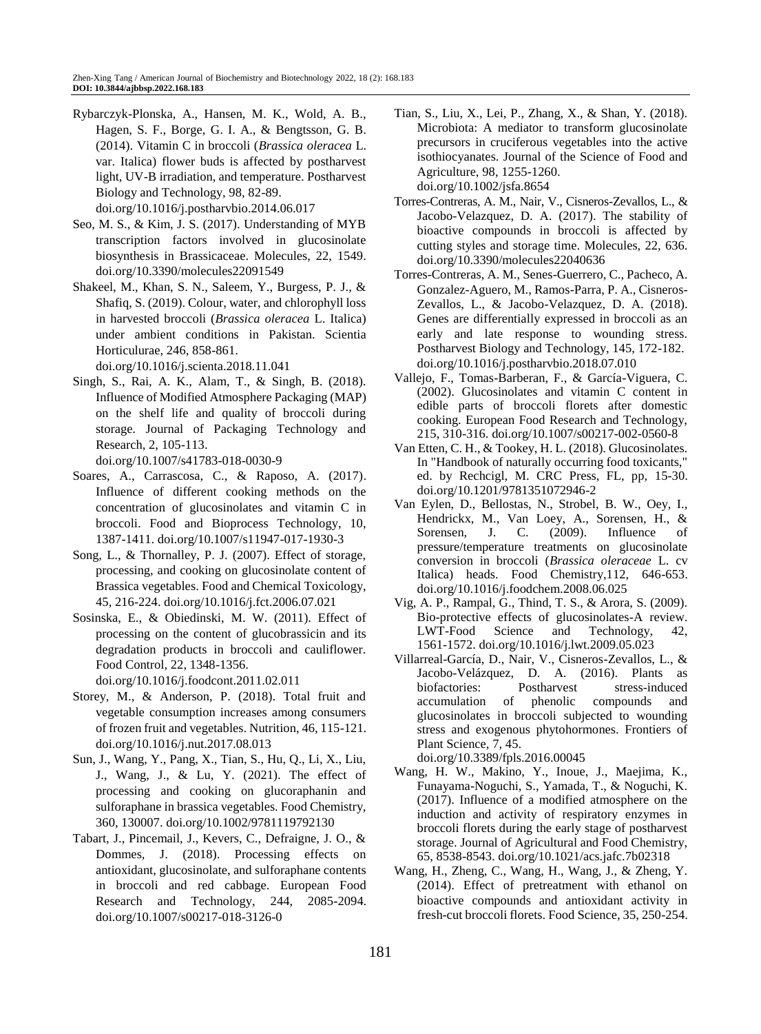Rybarczyk-Plonska, A., Hansen, M. K., Wold, A. B., Hagen, S. F., Borge, G. I. A., & Bengtsson, G. B. (2014). Vitamin C in broccoli (*Brassica oleracea* L. var. Italica) flower buds is affected by postharvest light, UV-B irradiation, and temperature. Postharvest Biology and Technology, 98, 82-89. doi.org/10.1016/j.postharvbio.2014.06.017

Seo, M. S., & Kim, J. S. (2017). Understanding of MYB transcription factors involved in glucosinolate biosynthesis in Brassicaceae. Molecules, 22, 1549. doi.org/10.3390/molecules22091549

Shakeel, M., Khan, S. N., Saleem, Y., Burgess, P. J., & Shafiq, S. (2019). Colour, water, and chlorophyll loss in harvested broccoli (*Brassica oleracea* L. Italica) under ambient conditions in Pakistan. Scientia Horticulurae, 246, 858-861. doi.org/10.1016/j.scienta.2018.11.041

Singh, S., Rai, A. K., Alam, T., & Singh, B. (2018). Influence of Modified Atmosphere Packaging (MAP) on the shelf life and quality of broccoli during storage. Journal of Packaging Technology and Research, 2, 105-113. doi.org/10.1007/s41783-018-0030-9

Soares, A., Carrascosa, C., & Raposo, A. (2017). Influence of different cooking methods on the concentration of glucosinolates and vitamin C in broccoli. Food and Bioprocess Technology, 10, 1387-1411. doi.org/10.1007/s11947-017-1930-3

Song, L., & Thornalley, P. J. (2007). Effect of storage, processing, and cooking on glucosinolate content of Brassica vegetables. Food and Chemical Toxicology, 45, 216-224. doi.org/10.1016/j.fct.2006.07.021

Sosinska, E., & Obiedinski, M. W. (2011). Effect of processing on the content of glucobrassicin and its degradation products in broccoli and cauliflower. Food Control, 22, 1348-1356. doi.org/10.1016/j.foodcont.2011.02.011

Storey, M., & Anderson, P. (2018). Total fruit and vegetable consumption increases among consumers of frozen fruit and vegetables. Nutrition, 46, 115-121. doi.org/10.1016/j.nut.2017.08.013

Sun, J., Wang, Y., Pang, X., Tian, S., Hu, Q., Li, X., Liu, J., Wang, J., & Lu, Y. (2021). The effect of processing and cooking on glucoraphanin and sulforaphane in brassica vegetables. Food Chemistry, 360, 130007. doi.org/10.1002/9781119792130

Tabart, J., Pincemail, J., Kevers, C., Defraigne, J. O., & Dommes, J. (2018). Processing effects on antioxidant, glucosinolate, and sulforaphane contents in broccoli and red cabbage. European Food Research and Technology, 244, 2085-2094. doi.org/10.1007/s00217-018-3126-0

Tian, S., Liu, X., Lei, P., Zhang, X., & Shan, Y. (2018). Microbiota: A mediator to transform glucosinolate precursors in cruciferous vegetables into the active isothiocyanates. Journal of the Science of Food and Agriculture, 98, 1255-1260. doi.org/10.1002/jsfa.8654

Torres-Contreras, A. M., Nair, V., Cisneros-Zevallos, L., & Jacobo-Velazquez, D. A. (2017). The stability of bioactive compounds in broccoli is affected by cutting styles and storage time. Molecules, 22, 636. doi.org/10.3390/molecules22040636

Torres-Contreras, A. M., Senes-Guerrero, C., Pacheco, A. Gonzalez-Aguero, M., Ramos-Parra, P. A., Cisneros-Zevallos, L., & Jacobo-Velazquez, D. A. (2018). Genes are differentially expressed in broccoli as an early and late response to wounding stress. Postharvest Biology and Technology, 145, 172-182. doi.org/10.1016/j.postharvbio.2018.07.010

Vallejo, F., Tomas-Barberan, F., & García-Viguera, C. (2002). Glucosinolates and vitamin C content in edible parts of broccoli florets after domestic cooking. European Food Research and Technology, 215, 310-316. doi.org/10.1007/s00217-002-0560-8

Van Etten, C. H., & Tookey, H. L. (2018). Glucosinolates. In "Handbook of naturally occurring food toxicants," ed. by Rechcigl, M. CRC Press, FL, pp, 15-30. doi.org/10.1201/9781351072946-2

Van Eylen, D., Bellostas, N., Strobel, B. W., Oey, I., Hendrickx, M., Van Loey, A., Sorensen, H., & Sorensen, J. C. (2009). Influence of pressure/temperature treatments on glucosinolate conversion in broccoli (*Brassica oleraceae* L. cv Italica) heads. Food Chemistry,112, 646-653. doi.org/10.1016/j.foodchem.2008.06.025

Vig, A. P., Rampal, G., Thind, T. S., & Arora, S. (2009). Bio-protective effects of glucosinolates-A review. LWT-Food Science and Technology, 42, 1561-1572. doi.org/10.1016/j.lwt.2009.05.023

Villarreal-García, D., Nair, V., Cisneros-Zevallos, L., & Jacobo-Velázquez, D. A. (2016). Plants as biofactories: Postharvest stress-induced accumulation of phenolic compounds and glucosinolates in broccoli subjected to wounding stress and exogenous phytohormones. Frontiers of Plant Science, 7, 45. doi.org/10.3389/fpls.2016.00045

Wang, H. W., Makino, Y., Inoue, J., Maejima, K., Funayama-Noguchi, S., Yamada, T., & Noguchi, K. (2017). Influence of a modified atmosphere on the induction and activity of respiratory enzymes in broccoli florets during the early stage of postharvest storage. Journal of Agricultural and Food Chemistry, 65, 8538-8543. doi.org/10.1021/acs.jafc.7b02318

Wang, H., Zheng, C., Wang, H., Wang, J., & Zheng, Y. (2014). Effect of pretreatment with ethanol on bioactive compounds and antioxidant activity in fresh-cut broccoli florets. Food Science, 35, 250-254.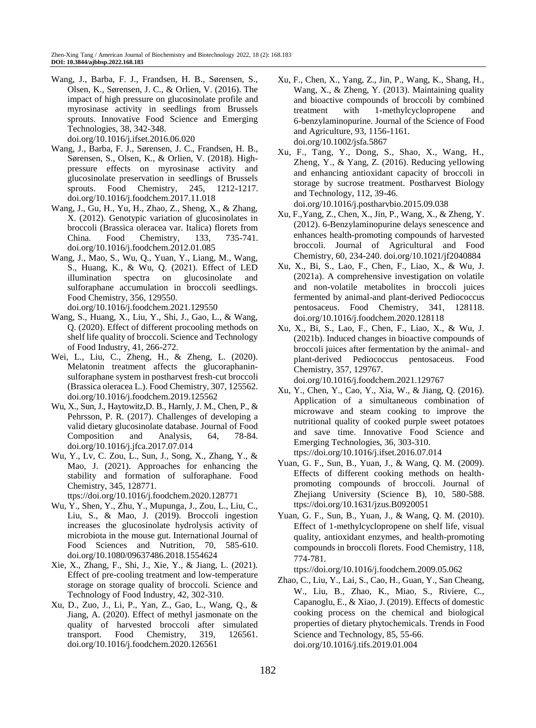Wang, J., Barba, F. J., Frandsen, H. B., Sørensen, S., Olsen, K., Sørensen, J. C., & Orlien, V. (2016). The impact of high pressure on glucosinolate profile and myrosinase activity in seedlings from Brussels sprouts. Innovative Food Science and Emerging Technologies, 38, 342-348. doi.org/10.1016/j.ifset.2016.06.020

Wang, J., Barba, F. J., Sørensen, J. C., Frandsen, H. B., Sørensen, S., Olsen, K., & Orlien, V. (2018). High-pressure effects on myrosinase activity and glucosinolate preservation in seedlings of Brussels sprouts. Food Chemistry, 245, 1212-1217. doi.org/10.1016/j.foodchem.2017.11.018

Wang, J., Gu, H., Yu, H., Zhao, Z., Sheng, X., & Zhang, X. (2012). Genotypic variation of glucosinolates in broccoli (Brassica oleracea var. Italica) florets from China. Food Chemistry, 133, 735-741. doi.org/10.1016/j.foodchem.2012.01.085

Wang, J., Mao, S., Wu, Q., Yuan, Y., Liang, M., Wang, S., Huang, K., & Wu, Q. (2021). Effect of LED illumination spectra on glucosinolate and sulforaphane accumulation in broccoli seedlings. Food Chemistry, 356, 129550. doi.org/10.1016/j.foodchem.2021.129550

Wang, S., Huang, X., Liu, Y., Shi, J., Gao, L., & Wang, Q. (2020). Effect of different procooling methods on shelf life quality of broccoli. Science and Technology of Food Industry, 41, 266-272.

Wei, L., Liu, C., Zheng, H., & Zheng, L. (2020). Melatonin treatment affects the glucoraphanin-sulforaphane system in postharvest fresh-cut broccoli (Brassica oleracea L.). Food Chemistry, 307, 125562. doi.org/10.1016/j.foodchem.2019.125562

Wu, X., Sun, J., Haytowitz,D. B., Harnly, J. M., Chen, P., & Pehrsson, P. R. (2017). Challenges of developing a valid dietary glucosinolate database. Journal of Food Composition and Analysis, 64, 78-84. doi.org/10.1016/j.jfca.2017.07.014

Wu, Y., Lv, C. Zou, L., Sun, J., Song, X., Zhang, Y., & Mao, J. (2021). Approaches for enhancing the stability and formation of sulforaphane. Food Chemistry, 345, 128771. ttps://doi.org/10.1016/j.foodchem.2020.128771

Wu, Y., Shen, Y., Zhu, Y., Mupunga, J., Zou, L., Liu, C., Liu, S., & Mao, J. (2019). Broccoli ingestion increases the glucosinolate hydrolysis activity of microbiota in the mouse gut. International Journal of Food Sciences and Nutrition, 70, 585-610. doi.org/10.1080/09637486.2018.1554624

Xie, X., Zhang, F., Shi, J., Xie, Y., & Jiang, L. (2021). Effect of pre-cooling treatment and low-temperature storage on storage quality of broccoli. Science and Technology of Food Industry, 42, 302-310.

Xu, D., Zuo, J., Li, P., Yan, Z., Gao, L., Wang, Q., & Jiang, A. (2020). Effect of methyl jasmonate on the quality of harvested broccoli after simulated transport. Food Chemistry, 319, 126561. doi.org/10.1016/j.foodchem.2020.126561

Xu, F., Chen, X., Yang, Z., Jin, P., Wang, K., Shang, H., Wang, X., & Zheng, Y. (2013). Maintaining quality and bioactive compounds of broccoli by combined treatment with 1-methylcyclopropene and 6-benzylaminopurine. Journal of the Science of Food and Agriculture, 93, 1156-1161. doi.org/10.1002/jsfa.5867

Xu, F., Tang, Y., Dong, S., Shao, X., Wang, H., Zheng, Y., & Yang, Z. (2016). Reducing yellowing and enhancing antioxidant capacity of broccoli in storage by sucrose treatment. Postharvest Biology and Technology, 112, 39-46. doi.org/10.1016/j.postharvbio.2015.09.038

Xu, F.,Yang, Z., Chen, X., Jin, P., Wang, X., & Zheng, Y. (2012). 6-Benzylaminopurine delays senescence and enhances health-promoting compounds of harvested broccoli. Journal of Agricultural and Food Chemistry, 60, 234-240. doi.org/10.1021/jf2040884

Xu, X., Bi, S., Lao, F., Chen, F., Liao, X., & Wu, J. (2021a). A comprehensive investigation on volatile and non-volatile metabolites in broccoli juices fermented by animal-and plant-derived Pediococcus pentosaceus. Food Chemistry, 341, 128118. doi.org/10.1016/j.foodchem.2020.128118

Xu, X., Bi, S., Lao, F., Chen, F., Liao, X., & Wu, J. (2021b). Induced changes in bioactive compounds of broccoli juices after fermentation by the animal- and plant-derived Pediococcus pentosaceus. Food Chemistry, 357, 129767. doi.org/10.1016/j.foodchem.2021.129767

Xu, Y., Chen, Y., Cao, Y., Xia, W., & Jiang, Q. (2016). Application of a simultaneous combination of microwave and steam cooking to improve the nutritional quality of cooked purple sweet potatoes and save time. Innovative Food Science and Emerging Technologies, 36, 303-310. ttps://doi.org/10.1016/j.ifset.2016.07.014

Yuan, G. F., Sun, B., Yuan, J., & Wang, Q. M. (2009). Effects of different cooking methods on health-promoting compounds of broccoli. Journal of Zhejiang University (Science B), 10, 580-588. ttps://doi.org/10.1631/jzus.B0920051

Yuan, G. F., Sun, B., Yuan, J., & Wang, Q. M. (2010). Effect of 1-methylcyclopropene on shelf life, visual quality, antioxidant enzymes, and health-promoting compounds in broccoli florets. Food Chemistry, 118, 774-781. ttps://doi.org/10.1016/j.foodchem.2009.05.062

Zhao, C., Liu, Y., Lai, S., Cao, H., Guan, Y., San Cheang, W., Liu, B., Zhao, K., Miao, S., Riviere, C., Capanoglu, E., & Xiao, J. (2019). Effects of domestic cooking process on the chemical and biological properties of dietary phytochemicals. Trends in Food Science and Technology, 85, 55-66. doi.org/10.1016/j.tifs.2019.01.004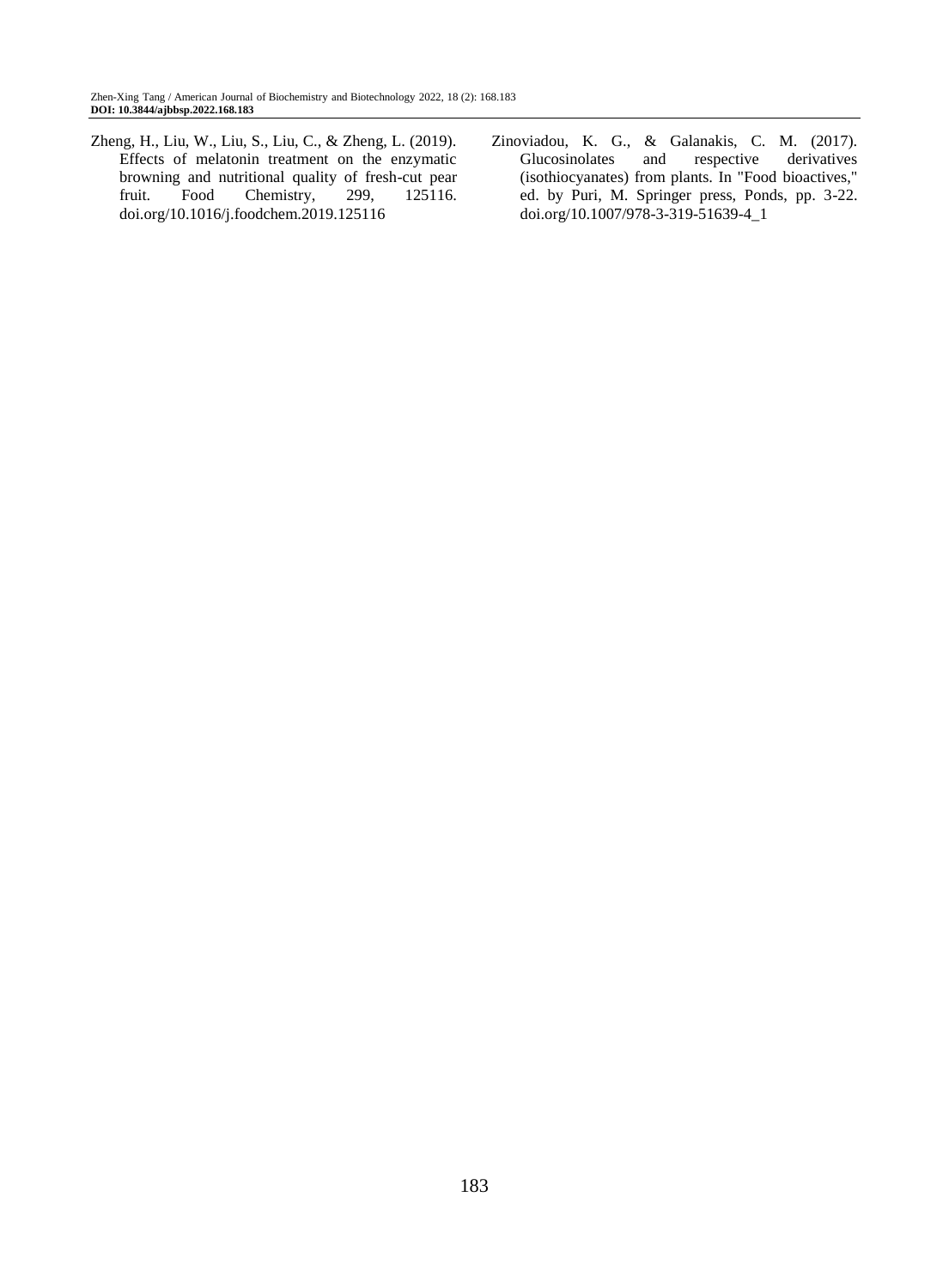Zheng, H., Liu, W., Liu, S., Liu, C., & Zheng, L. (2019). Effects of melatonin treatment on the enzymatic browning and nutritional quality of fresh-cut pear fruit. Food Chemistry, 299, 125116. doi.org/10.1016/j.foodchem.2019.125116

Zinoviadou, K. G., & Galanakis, C. M. (2017). Glucosinolates and respective derivatives (isothiocyanates) from plants. In "Food bioactives," ed. by Puri, M. Springer press, Ponds, pp. 3-22. doi.org/10.1007/978-3-319-51639-4_1